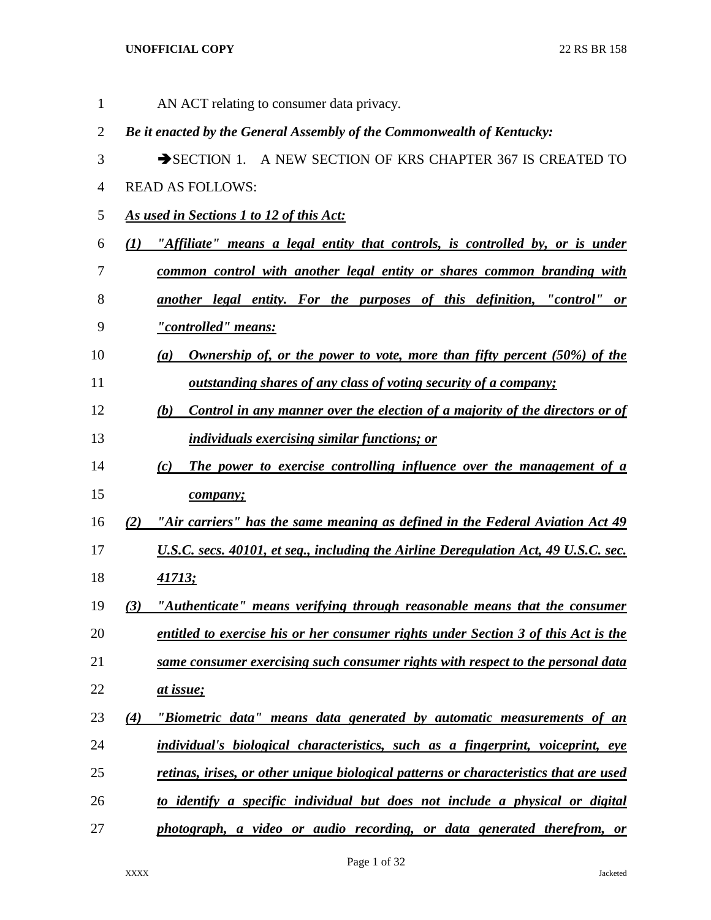AN ACT relating to consumer data privacy.

***Be it enacted by the General Assembly of the Commonwealth of Kentucky:***

➔SECTION 1. A NEW SECTION OF KRS CHAPTER 367 IS CREATED TO READ AS FOLLOWS:

***As used in Sections 1 to 12 of this Act:***

***(1) "Affiliate" means a legal entity that controls, is controlled by, or is under common control with another legal entity or shares common branding with another legal entity. For the purposes of this definition, "control" or "controlled" means:***

***(a) Ownership of, or the power to vote, more than fifty percent (50%) of the outstanding shares of any class of voting security of a company;***

***(b) Control in any manner over the election of a majority of the directors or of individuals exercising similar functions; or***

***(c) The power to exercise controlling influence over the management of a company;***

***(2) "Air carriers" has the same meaning as defined in the Federal Aviation Act 49 U.S.C. secs. 40101, et seq., including the Airline Deregulation Act, 49 U.S.C. sec. 41713;***

***(3) "Authenticate" means verifying through reasonable means that the consumer entitled to exercise his or her consumer rights under Section 3 of this Act is the same consumer exercising such consumer rights with respect to the personal data at issue;***

***(4) "Biometric data" means data generated by automatic measurements of an individual's biological characteristics, such as a fingerprint, voiceprint, eye retinas, irises, or other unique biological patterns or characteristics that are used to identify a specific individual but does not include a physical or digital photograph, a video or audio recording, or data generated therefrom, or***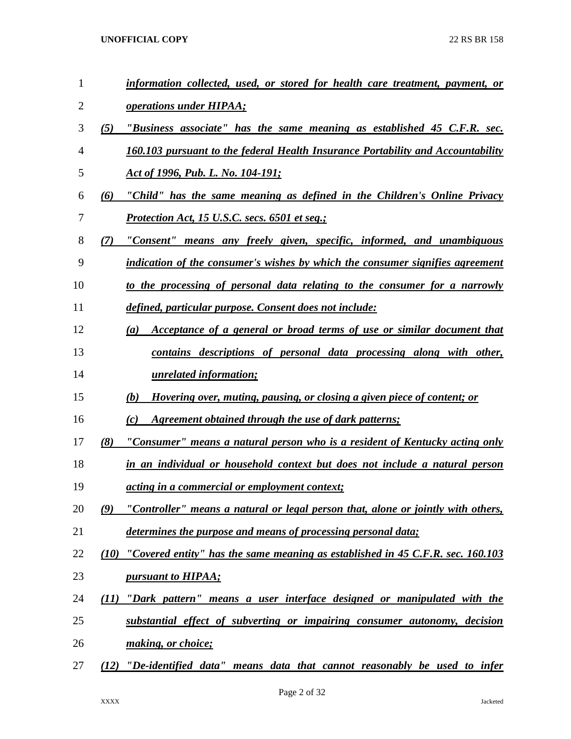*information collected, used, or stored for health care treatment, payment, or operations under HIPAA;*

*(5) "Business associate" has the same meaning as established 45 C.F.R. sec. 160.103 pursuant to the federal Health Insurance Portability and Accountability Act of 1996, Pub. L. No. 104-191;*

*(6) "Child" has the same meaning as defined in the Children's Online Privacy Protection Act, 15 U.S.C. secs. 6501 et seq.;*

*(7) "Consent" means any freely given, specific, informed, and unambiguous indication of the consumer's wishes by which the consumer signifies agreement to the processing of personal data relating to the consumer for a narrowly defined, particular purpose. Consent does not include:*

*(a) Acceptance of a general or broad terms of use or similar document that contains descriptions of personal data processing along with other, unrelated information;*

*(b) Hovering over, muting, pausing, or closing a given piece of content; or*

*(c) Agreement obtained through the use of dark patterns;*

*(8) "Consumer" means a natural person who is a resident of Kentucky acting only in an individual or household context but does not include a natural person acting in a commercial or employment context;*

*(9) "Controller" means a natural or legal person that, alone or jointly with others, determines the purpose and means of processing personal data;*

*(10) "Covered entity" has the same meaning as established in 45 C.F.R. sec. 160.103 pursuant to HIPAA;*

*(11) "Dark pattern" means a user interface designed or manipulated with the substantial effect of subverting or impairing consumer autonomy, decision making, or choice;*

*(12) "De-identified data" means data that cannot reasonably be used to infer*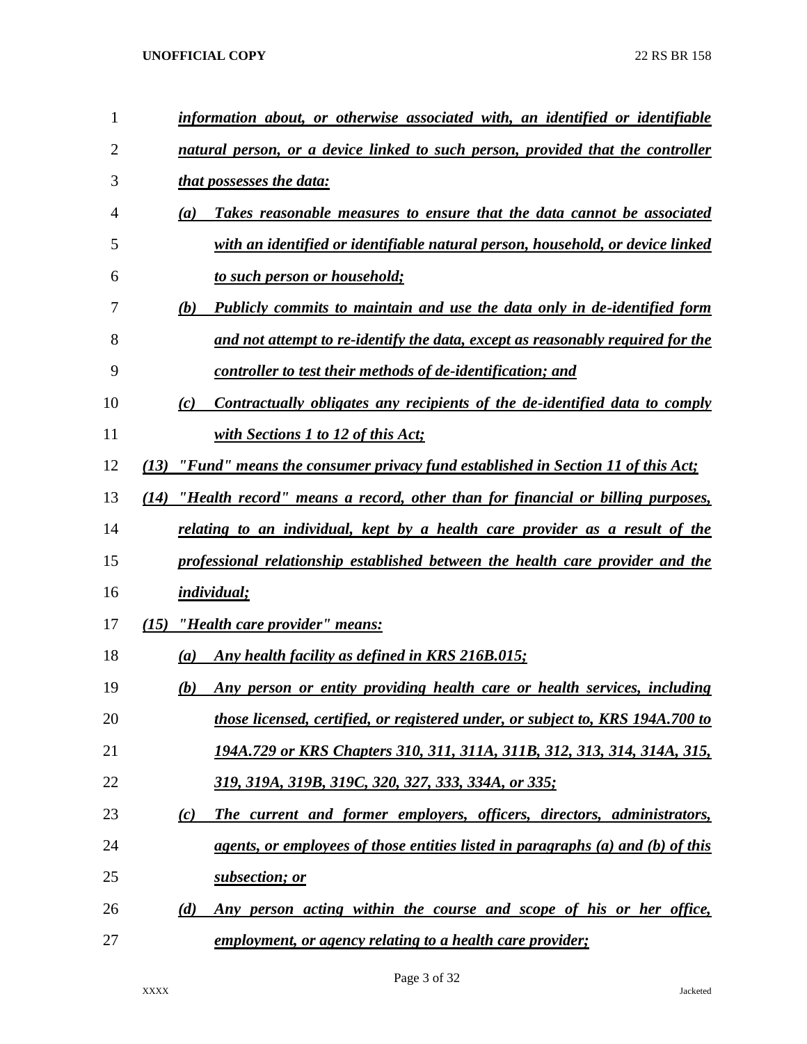***information about, or otherwise associated with, an identified or identifiable natural person, or a device linked to such person, provided that the controller that possesses the data:***

***(a) Takes reasonable measures to ensure that the data cannot be associated with an identified or identifiable natural person, household, or device linked to such person or household;***

***(b) Publicly commits to maintain and use the data only in de-identified form and not attempt to re-identify the data, except as reasonably required for the controller to test their methods of de-identification; and***

***(c) Contractually obligates any recipients of the de-identified data to comply with Sections 1 to 12 of this Act;***

***(13) "Fund" means the consumer privacy fund established in Section 11 of this Act;***

***(14) "Health record" means a record, other than for financial or billing purposes, relating to an individual, kept by a health care provider as a result of the professional relationship established between the health care provider and the individual;***

***(15) "Health care provider" means:***

***(a) Any health facility as defined in KRS 216B.015;***

***(b) Any person or entity providing health care or health services, including those licensed, certified, or registered under, or subject to, KRS 194A.700 to 194A.729 or KRS Chapters 310, 311, 311A, 311B, 312, 313, 314, 314A, 315, 319, 319A, 319B, 319C, 320, 327, 333, 334A, or 335;***

***(c) The current and former employers, officers, directors, administrators, agents, or employees of those entities listed in paragraphs (a) and (b) of this subsection; or***

***(d) Any person acting within the course and scope of his or her office, employment, or agency relating to a health care provider;***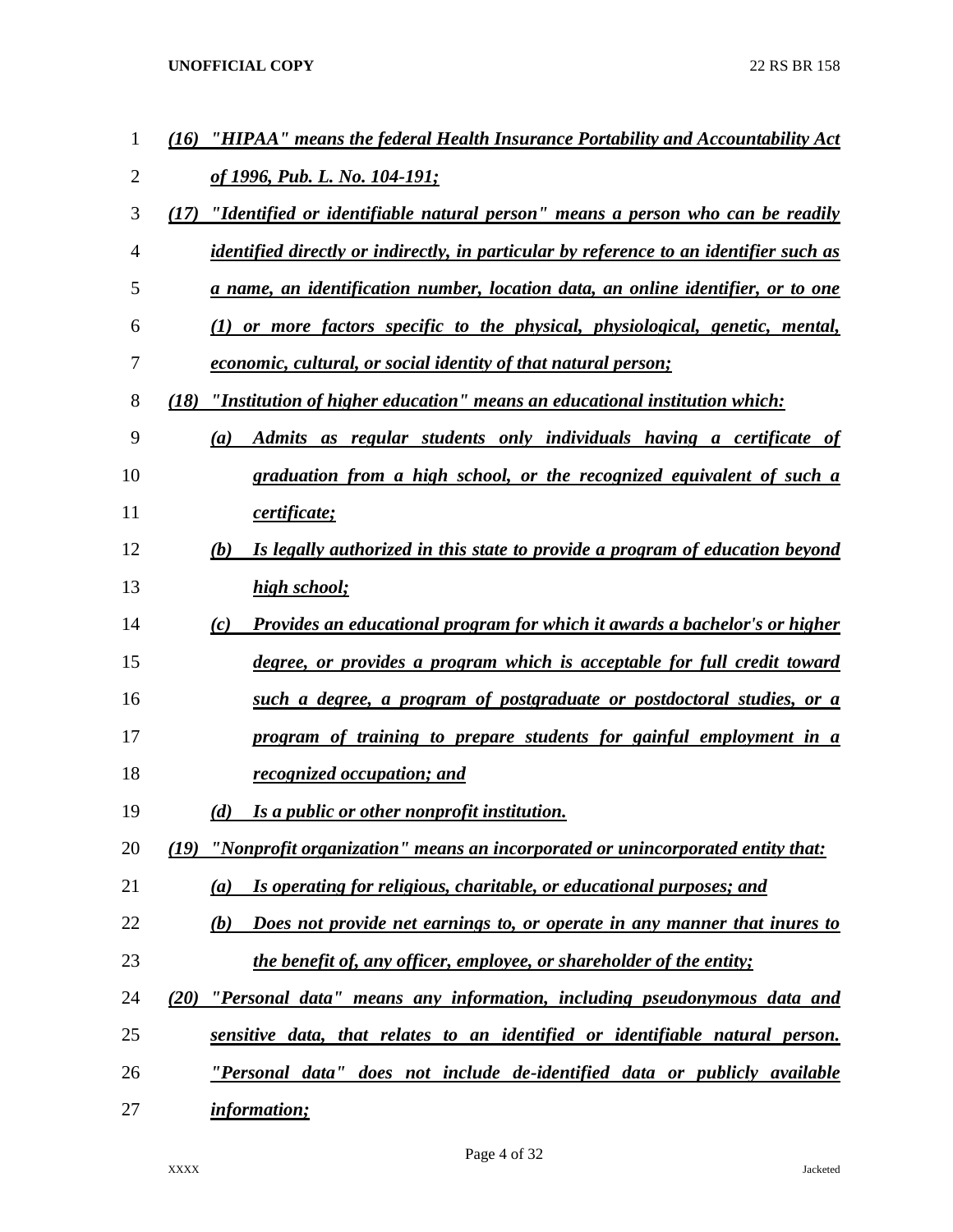*(16) "HIPAA" means the federal Health Insurance Portability and Accountability Act of 1996, Pub. L. No. 104-191;*

*(17) "Identified or identifiable natural person" means a person who can be readily identified directly or indirectly, in particular by reference to an identifier such as a name, an identification number, location data, an online identifier, or to one (1) or more factors specific to the physical, physiological, genetic, mental, economic, cultural, or social identity of that natural person;*

*(18) "Institution of higher education" means an educational institution which:*

- *(a) Admits as regular students only individuals having a certificate of graduation from a high school, or the recognized equivalent of such a certificate;*
- *(b) Is legally authorized in this state to provide a program of education beyond high school;*
- *(c) Provides an educational program for which it awards a bachelor's or higher degree, or provides a program which is acceptable for full credit toward such a degree, a program of postgraduate or postdoctoral studies, or a program of training to prepare students for gainful employment in a recognized occupation; and*
- *(d) Is a public or other nonprofit institution.*

*(19) "Nonprofit organization" means an incorporated or unincorporated entity that:*

- *(a) Is operating for religious, charitable, or educational purposes; and*
- *(b) Does not provide net earnings to, or operate in any manner that inures to the benefit of, any officer, employee, or shareholder of the entity;*

*(20) "Personal data" means any information, including pseudonymous data and sensitive data, that relates to an identified or identifiable natural person. "Personal data" does not include de-identified data or publicly available information;*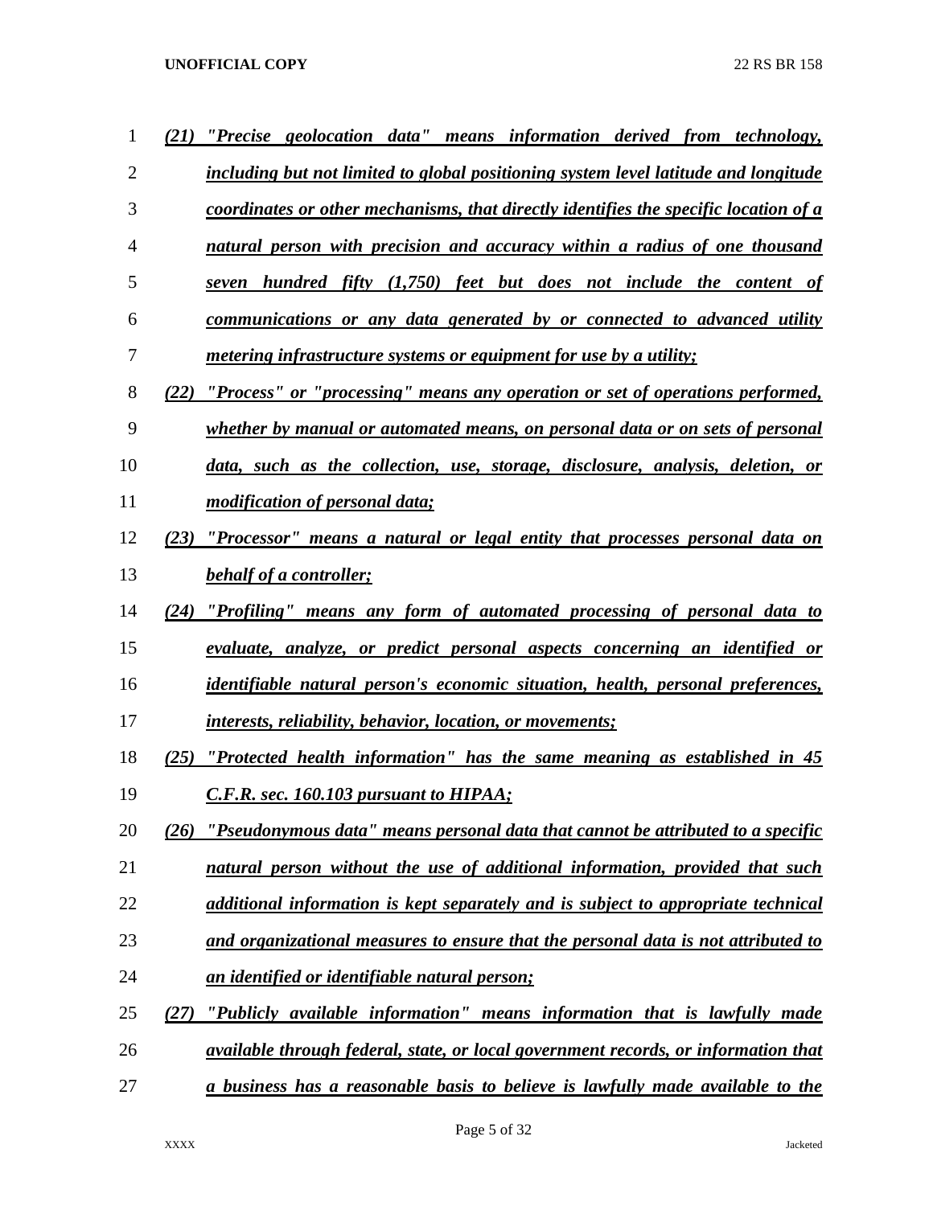***(21) "Precise geolocation data" means information derived from technology, including but not limited to global positioning system level latitude and longitude coordinates or other mechanisms, that directly identifies the specific location of a natural person with precision and accuracy within a radius of one thousand seven hundred fifty (1,750) feet but does not include the content of communications or any data generated by or connected to advanced utility metering infrastructure systems or equipment for use by a utility;***

***(22) "Process" or "processing" means any operation or set of operations performed, whether by manual or automated means, on personal data or on sets of personal data, such as the collection, use, storage, disclosure, analysis, deletion, or modification of personal data;***

***(23) "Processor" means a natural or legal entity that processes personal data on behalf of a controller;***

***(24) "Profiling" means any form of automated processing of personal data to evaluate, analyze, or predict personal aspects concerning an identified or identifiable natural person's economic situation, health, personal preferences, interests, reliability, behavior, location, or movements;***

***(25) "Protected health information" has the same meaning as established in 45 C.F.R. sec. 160.103 pursuant to HIPAA;***

***(26) "Pseudonymous data" means personal data that cannot be attributed to a specific natural person without the use of additional information, provided that such additional information is kept separately and is subject to appropriate technical and organizational measures to ensure that the personal data is not attributed to an identified or identifiable natural person;***

***(27) "Publicly available information" means information that is lawfully made available through federal, state, or local government records, or information that a business has a reasonable basis to believe is lawfully made available to the***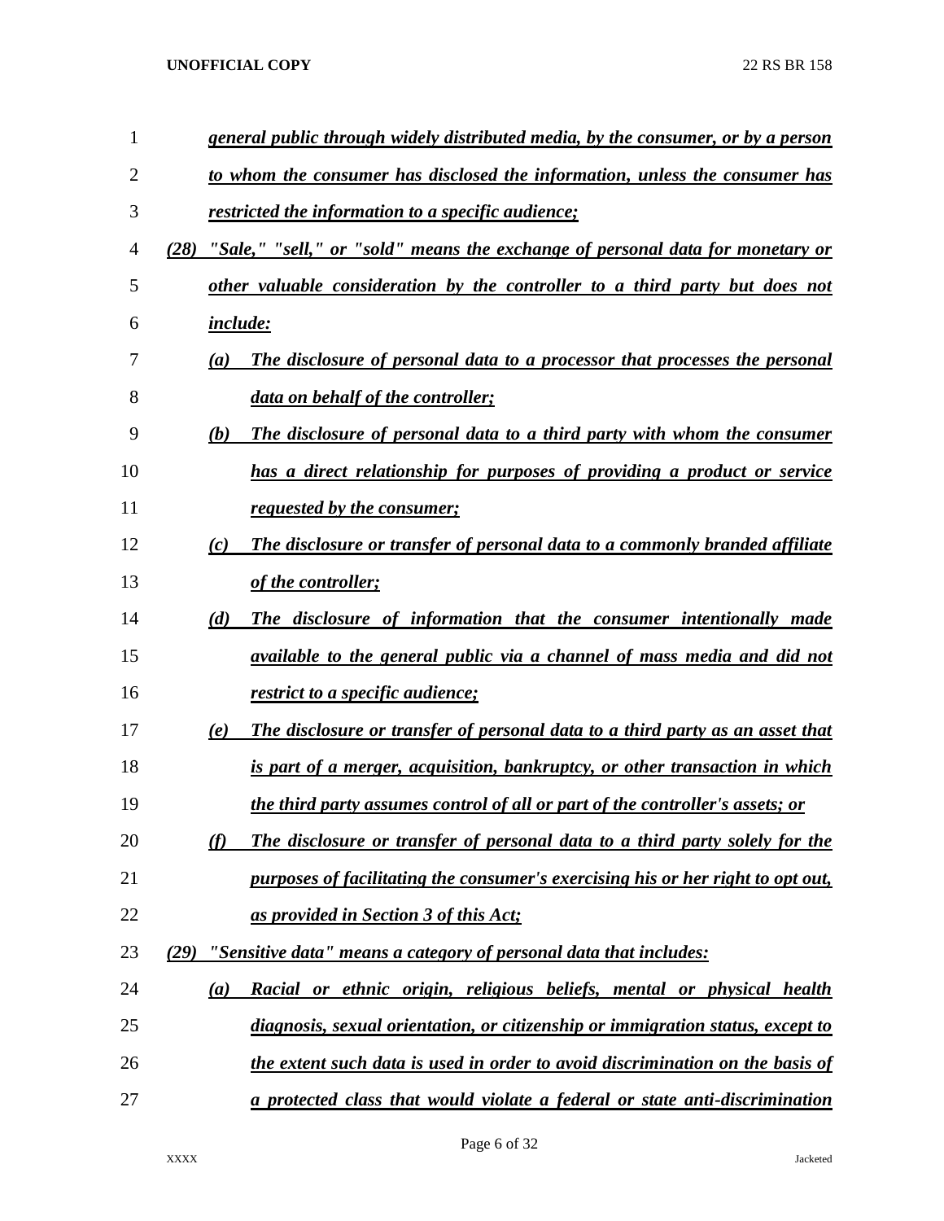*general public through widely distributed media, by the consumer, or by a person to whom the consumer has disclosed the information, unless the consumer has restricted the information to a specific audience;*

*(28) "Sale," "sell," or "sold" means the exchange of personal data for monetary or other valuable consideration by the controller to a third party but does not include:*

*(a) The disclosure of personal data to a processor that processes the personal data on behalf of the controller;*

*(b) The disclosure of personal data to a third party with whom the consumer has a direct relationship for purposes of providing a product or service requested by the consumer;*

*(c) The disclosure or transfer of personal data to a commonly branded affiliate of the controller;*

*(d) The disclosure of information that the consumer intentionally made available to the general public via a channel of mass media and did not restrict to a specific audience;*

*(e) The disclosure or transfer of personal data to a third party as an asset that is part of a merger, acquisition, bankruptcy, or other transaction in which the third party assumes control of all or part of the controller's assets; or*

*(f) The disclosure or transfer of personal data to a third party solely for the purposes of facilitating the consumer's exercising his or her right to opt out, as provided in Section 3 of this Act;*

*(29) "Sensitive data" means a category of personal data that includes:*

*(a) Racial or ethnic origin, religious beliefs, mental or physical health diagnosis, sexual orientation, or citizenship or immigration status, except to the extent such data is used in order to avoid discrimination on the basis of a protected class that would violate a federal or state anti-discrimination*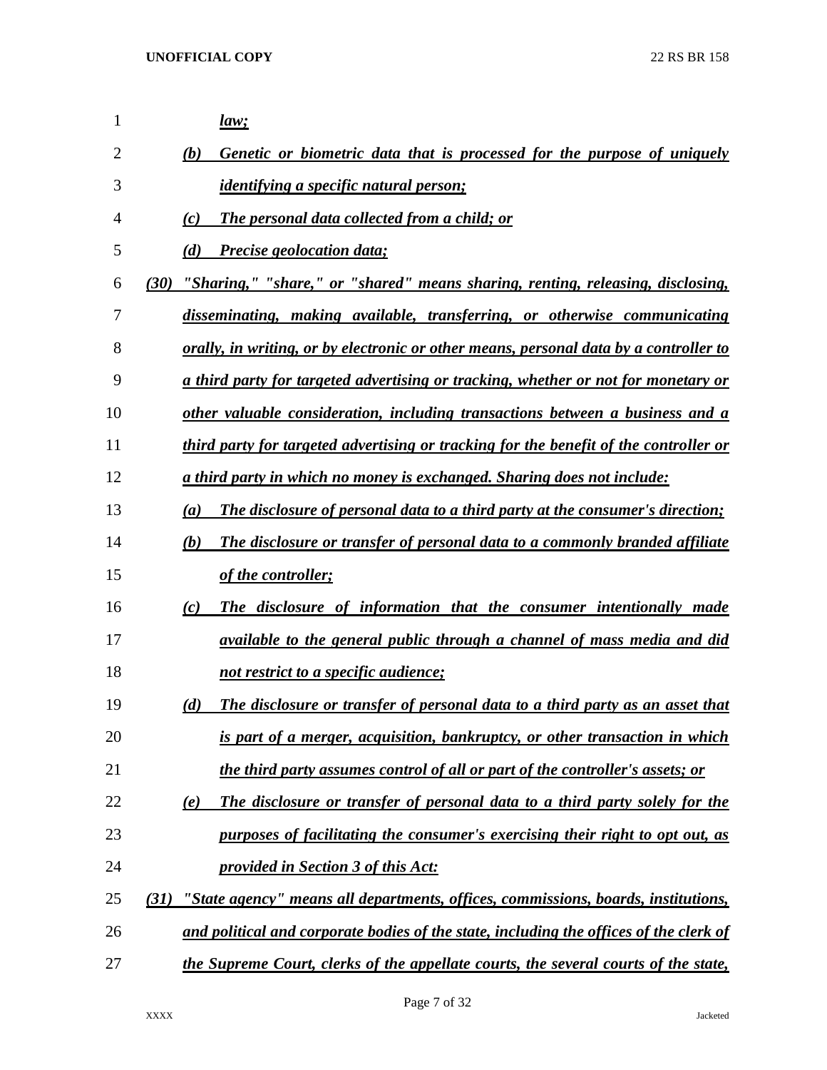*law;*

*(b) Genetic or biometric data that is processed for the purpose of uniquely identifying a specific natural person;*

*(c) The personal data collected from a child; or*

*(d) Precise geolocation data;*

*(30) "Sharing," "share," or "shared" means sharing, renting, releasing, disclosing, disseminating, making available, transferring, or otherwise communicating orally, in writing, or by electronic or other means, personal data by a controller to a third party for targeted advertising or tracking, whether or not for monetary or other valuable consideration, including transactions between a business and a third party for targeted advertising or tracking for the benefit of the controller or a third party in which no money is exchanged. Sharing does not include:*

*(a) The disclosure of personal data to a third party at the consumer's direction;*

*(b) The disclosure or transfer of personal data to a commonly branded affiliate of the controller;*

*(c) The disclosure of information that the consumer intentionally made available to the general public through a channel of mass media and did not restrict to a specific audience;*

*(d) The disclosure or transfer of personal data to a third party as an asset that is part of a merger, acquisition, bankruptcy, or other transaction in which the third party assumes control of all or part of the controller's assets; or*

*(e) The disclosure or transfer of personal data to a third party solely for the purposes of facilitating the consumer's exercising their right to opt out, as provided in Section 3 of this Act;*

*(31) "State agency" means all departments, offices, commissions, boards, institutions, and political and corporate bodies of the state, including the offices of the clerk of the Supreme Court, clerks of the appellate courts, the several courts of the state,*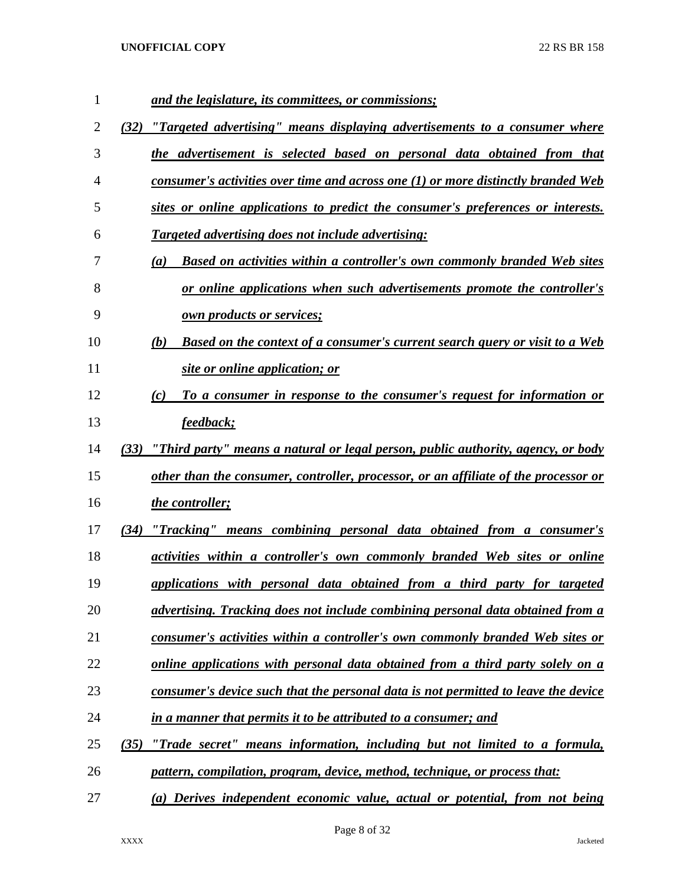*and the legislature, its committees, or commissions;*

*(32) "Targeted advertising" means displaying advertisements to a consumer where the advertisement is selected based on personal data obtained from that consumer's activities over time and across one (1) or more distinctly branded Web sites or online applications to predict the consumer's preferences or interests. Targeted advertising does not include advertising:*

*(a) Based on activities within a controller's own commonly branded Web sites or online applications when such advertisements promote the controller's own products or services;*

*(b) Based on the context of a consumer's current search query or visit to a Web site or online application; or*

*(c) To a consumer in response to the consumer's request for information or feedback;*

*(33) "Third party" means a natural or legal person, public authority, agency, or body other than the consumer, controller, processor, or an affiliate of the processor or the controller;*

*(34) "Tracking" means combining personal data obtained from a consumer's activities within a controller's own commonly branded Web sites or online applications with personal data obtained from a third party for targeted advertising. Tracking does not include combining personal data obtained from a consumer's activities within a controller's own commonly branded Web sites or online applications with personal data obtained from a third party solely on a consumer's device such that the personal data is not permitted to leave the device in a manner that permits it to be attributed to a consumer; and*

*(35) "Trade secret" means information, including but not limited to a formula, pattern, compilation, program, device, method, technique, or process that:*

*(a) Derives independent economic value, actual or potential, from not being*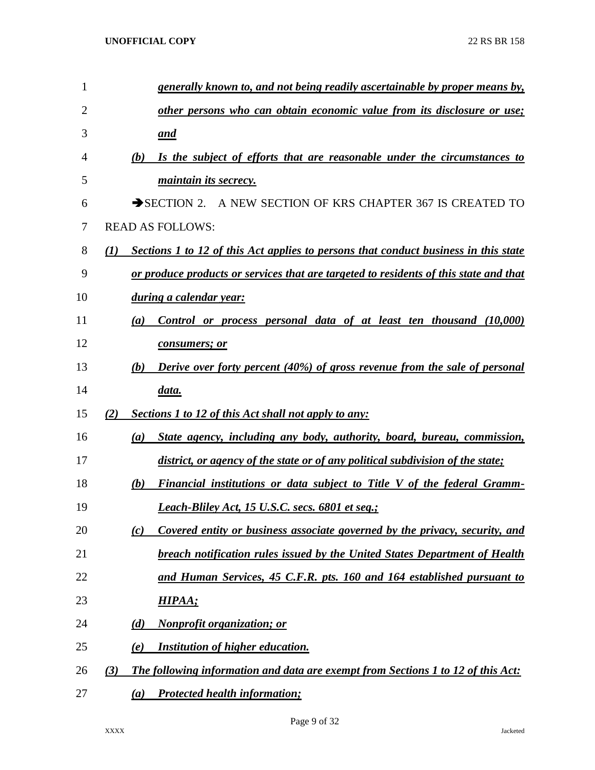*generally known to, and not being readily ascertainable by proper means by, other persons who can obtain economic value from its disclosure or use; and*

*(b) Is the subject of efforts that are reasonable under the circumstances to maintain its secrecy.*

➔SECTION 2. A NEW SECTION OF KRS CHAPTER 367 IS CREATED TO READ AS FOLLOWS:

*(1) Sections 1 to 12 of this Act applies to persons that conduct business in this state or produce products or services that are targeted to residents of this state and that during a calendar year:*

*(a) Control or process personal data of at least ten thousand (10,000) consumers; or*

*(b) Derive over forty percent (40%) of gross revenue from the sale of personal data.*

*(2) Sections 1 to 12 of this Act shall not apply to any:*

*(a) State agency, including any body, authority, board, bureau, commission, district, or agency of the state or of any political subdivision of the state;*

*(b) Financial institutions or data subject to Title V of the federal Gramm-Leach-Bliley Act, 15 U.S.C. secs. 6801 et seq.;*

*(c) Covered entity or business associate governed by the privacy, security, and breach notification rules issued by the United States Department of Health and Human Services, 45 C.F.R. pts. 160 and 164 established pursuant to HIPAA;*

*(d) Nonprofit organization; or*

*(e) Institution of higher education.*

*(3) The following information and data are exempt from Sections 1 to 12 of this Act:*

*(a) Protected health information;*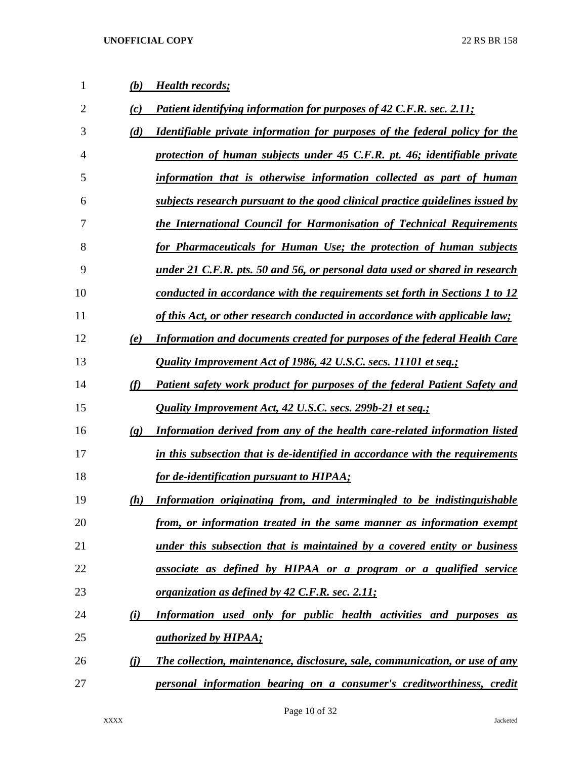*(b) Health records;*

*(c) Patient identifying information for purposes of 42 C.F.R. sec. 2.11;*

*(d) Identifiable private information for purposes of the federal policy for the protection of human subjects under 45 C.F.R. pt. 46; identifiable private information that is otherwise information collected as part of human subjects research pursuant to the good clinical practice guidelines issued by the International Council for Harmonisation of Technical Requirements for Pharmaceuticals for Human Use; the protection of human subjects under 21 C.F.R. pts. 50 and 56, or personal data used or shared in research conducted in accordance with the requirements set forth in Sections 1 to 12 of this Act, or other research conducted in accordance with applicable law;*

*(e) Information and documents created for purposes of the federal Health Care Quality Improvement Act of 1986, 42 U.S.C. secs. 11101 et seq.;*

*(f) Patient safety work product for purposes of the federal Patient Safety and Quality Improvement Act, 42 U.S.C. secs. 299b-21 et seq.;*

*(g) Information derived from any of the health care-related information listed in this subsection that is de-identified in accordance with the requirements for de-identification pursuant to HIPAA;*

*(h) Information originating from, and intermingled to be indistinguishable from, or information treated in the same manner as information exempt under this subsection that is maintained by a covered entity or business associate as defined by HIPAA or a program or a qualified service organization as defined by 42 C.F.R. sec. 2.11;*

*(i) Information used only for public health activities and purposes as authorized by HIPAA;*

*(j) The collection, maintenance, disclosure, sale, communication, or use of any personal information bearing on a consumer's creditworthiness, credit*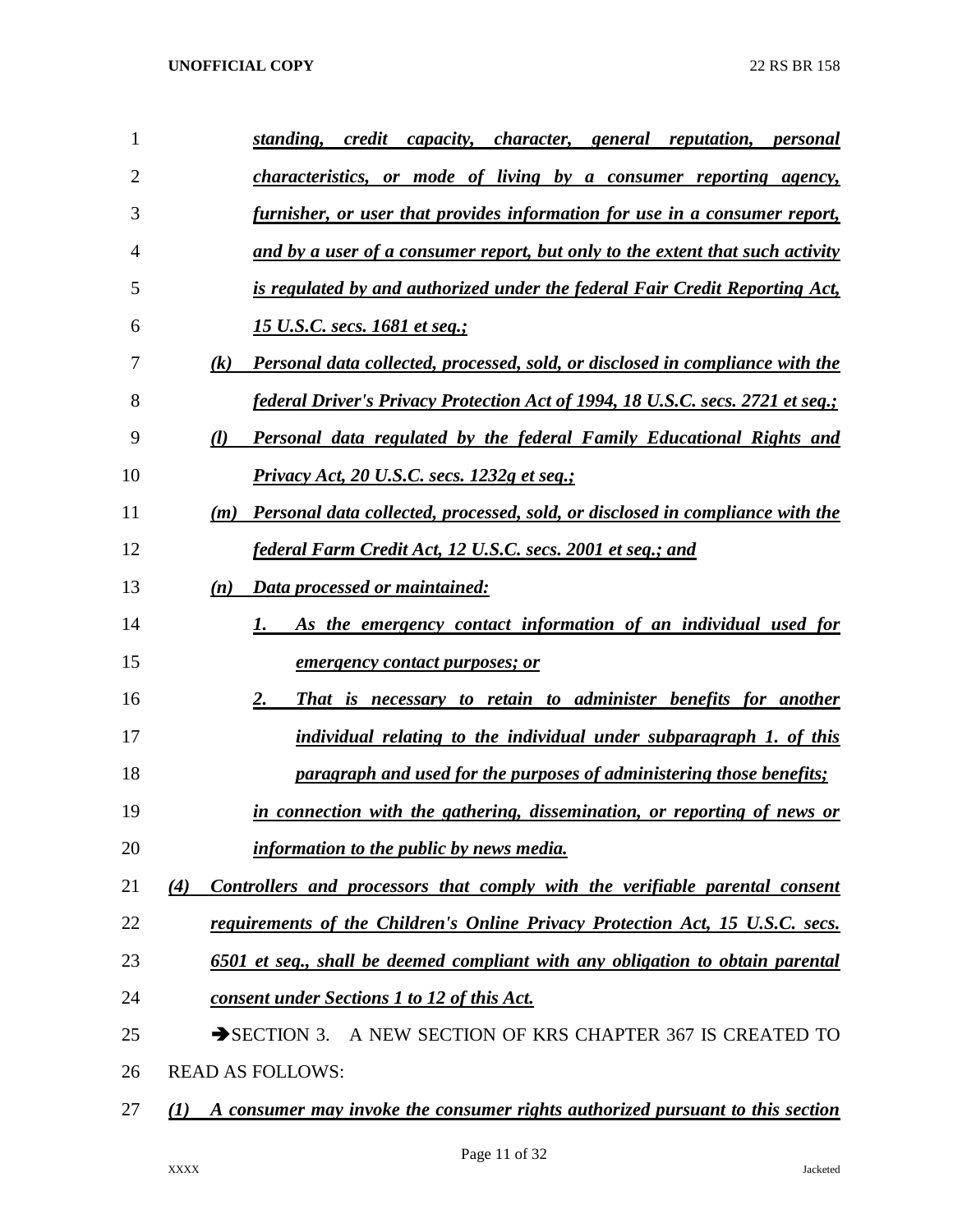*standing, credit capacity, character, general reputation, personal characteristics, or mode of living by a consumer reporting agency, furnisher, or user that provides information for use in a consumer report, and by a user of a consumer report, but only to the extent that such activity is regulated by and authorized under the federal Fair Credit Reporting Act, 15 U.S.C. secs. 1681 et seq.;*

*(k) Personal data collected, processed, sold, or disclosed in compliance with the federal Driver's Privacy Protection Act of 1994, 18 U.S.C. secs. 2721 et seq.;*

*(l) Personal data regulated by the federal Family Educational Rights and Privacy Act, 20 U.S.C. secs. 1232g et seq.;*

*(m) Personal data collected, processed, sold, or disclosed in compliance with the federal Farm Credit Act, 12 U.S.C. secs. 2001 et seq.; and*

*(n) Data processed or maintained:*

*1. As the emergency contact information of an individual used for emergency contact purposes; or*

*2. That is necessary to retain to administer benefits for another individual relating to the individual under subparagraph 1. of this paragraph and used for the purposes of administering those benefits;*

*in connection with the gathering, dissemination, or reporting of news or information to the public by news media.*

*(4) Controllers and processors that comply with the verifiable parental consent requirements of the Children's Online Privacy Protection Act, 15 U.S.C. secs. 6501 et seq., shall be deemed compliant with any obligation to obtain parental consent under Sections 1 to 12 of this Act.*

➔SECTION 3. A NEW SECTION OF KRS CHAPTER 367 IS CREATED TO READ AS FOLLOWS:

*(1) A consumer may invoke the consumer rights authorized pursuant to this section*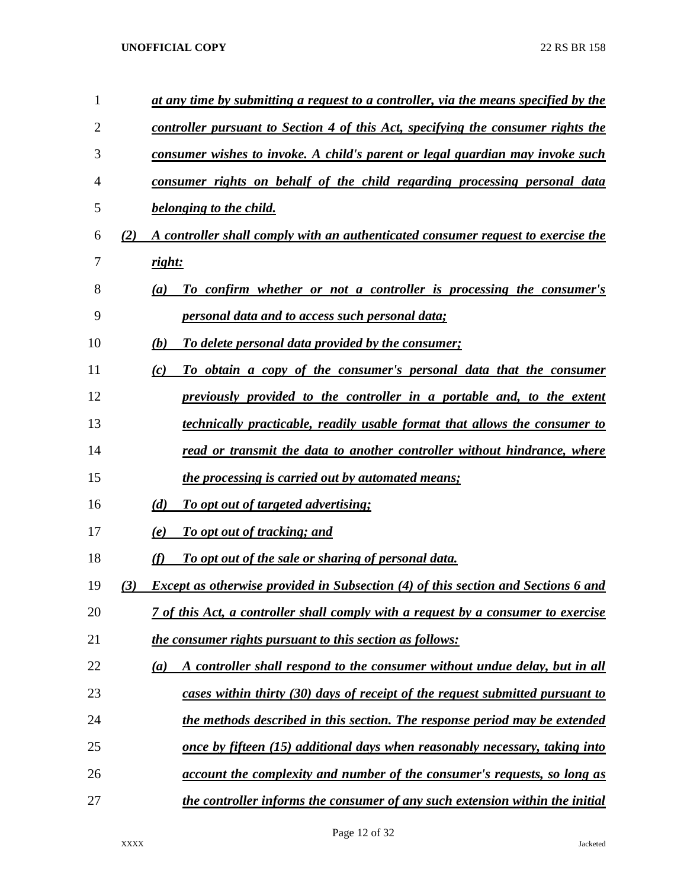*at any time by submitting a request to a controller, via the means specified by the controller pursuant to Section 4 of this Act, specifying the consumer rights the consumer wishes to invoke. A child's parent or legal guardian may invoke such consumer rights on behalf of the child regarding processing personal data belonging to the child.*

*(2) A controller shall comply with an authenticated consumer request to exercise the right:*

*(a) To confirm whether or not a controller is processing the consumer's personal data and to access such personal data;*

*(b) To delete personal data provided by the consumer;*

*(c) To obtain a copy of the consumer's personal data that the consumer previously provided to the controller in a portable and, to the extent technically practicable, readily usable format that allows the consumer to read or transmit the data to another controller without hindrance, where the processing is carried out by automated means;*

*(d) To opt out of targeted advertising;*

*(e) To opt out of tracking; and*

*(f) To opt out of the sale or sharing of personal data.*

*(3) Except as otherwise provided in Subsection (4) of this section and Sections 6 and 7 of this Act, a controller shall comply with a request by a consumer to exercise the consumer rights pursuant to this section as follows:*

*(a) A controller shall respond to the consumer without undue delay, but in all cases within thirty (30) days of receipt of the request submitted pursuant to the methods described in this section. The response period may be extended once by fifteen (15) additional days when reasonably necessary, taking into account the complexity and number of the consumer's requests, so long as the controller informs the consumer of any such extension within the initial*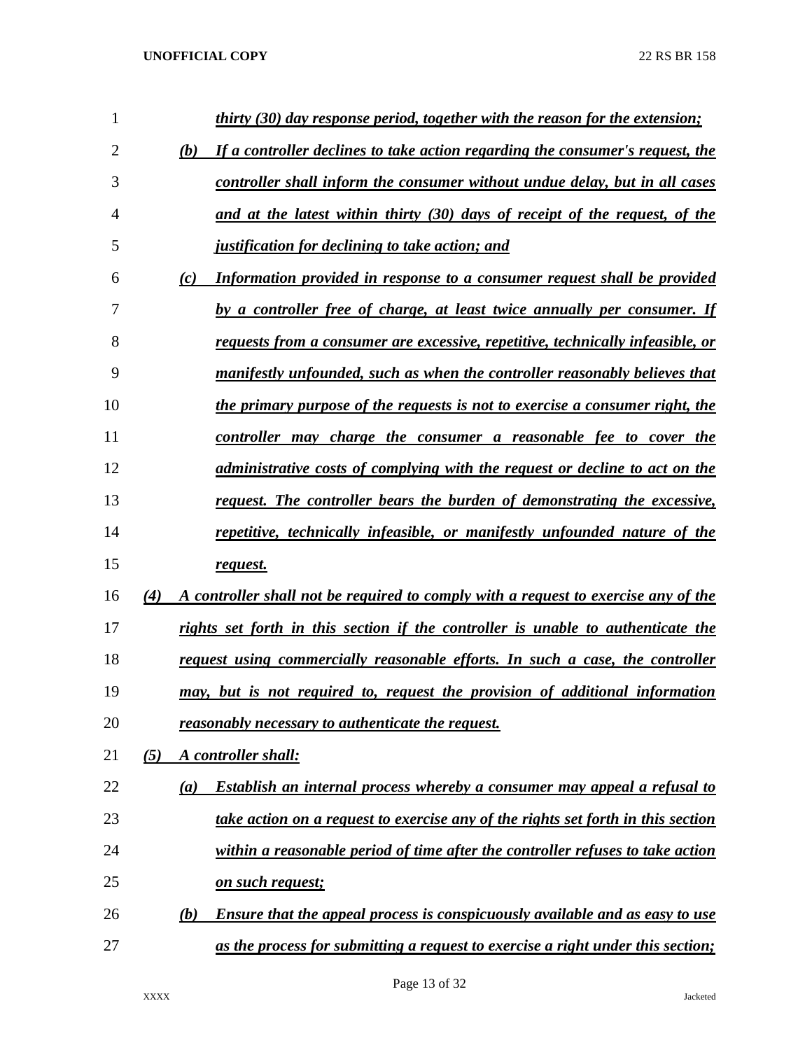*thirty (30) day response period, together with the reason for the extension;*

(b) *If a controller declines to take action regarding the consumer's request, the controller shall inform the consumer without undue delay, but in all cases and at the latest within thirty (30) days of receipt of the request, of the justification for declining to take action; and*

(c) *Information provided in response to a consumer request shall be provided by a controller free of charge, at least twice annually per consumer. If requests from a consumer are excessive, repetitive, technically infeasible, or manifestly unfounded, such as when the controller reasonably believes that the primary purpose of the requests is not to exercise a consumer right, the controller may charge the consumer a reasonable fee to cover the administrative costs of complying with the request or decline to act on the request. The controller bears the burden of demonstrating the excessive, repetitive, technically infeasible, or manifestly unfounded nature of the request.*

(4) *A controller shall not be required to comply with a request to exercise any of the rights set forth in this section if the controller is unable to authenticate the request using commercially reasonable efforts. In such a case, the controller may, but is not required to, request the provision of additional information reasonably necessary to authenticate the request.*

(5) *A controller shall:*

(a) *Establish an internal process whereby a consumer may appeal a refusal to take action on a request to exercise any of the rights set forth in this section within a reasonable period of time after the controller refuses to take action on such request;*

(b) *Ensure that the appeal process is conspicuously available and as easy to use as the process for submitting a request to exercise a right under this section;*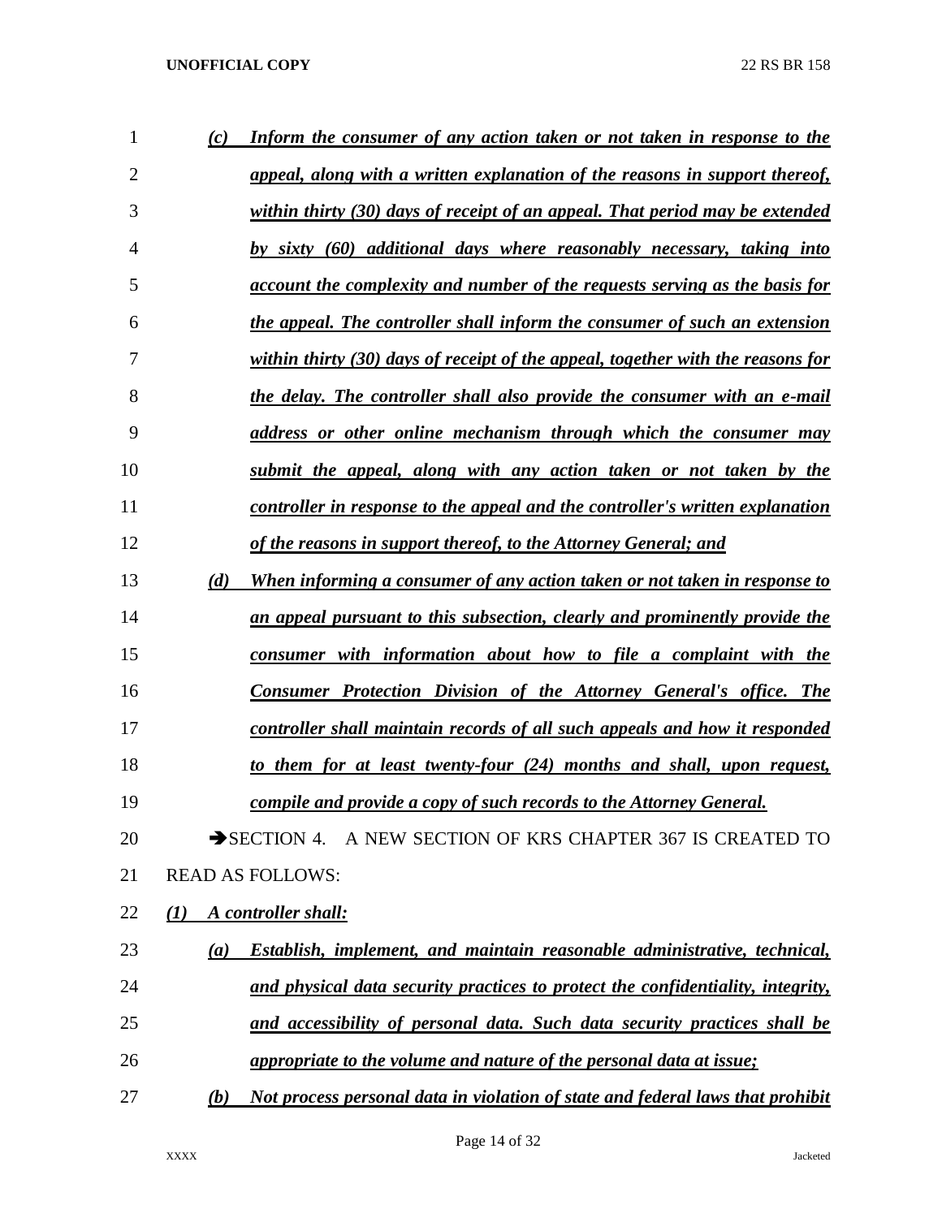*(c)* ***Inform the consumer of any action taken or not taken in response to the appeal, along with a written explanation of the reasons in support thereof, within thirty (30) days of receipt of an appeal. That period may be extended by sixty (60) additional days where reasonably necessary, taking into account the complexity and number of the requests serving as the basis for the appeal. The controller shall inform the consumer of such an extension within thirty (30) days of receipt of the appeal, together with the reasons for the delay. The controller shall also provide the consumer with an e-mail address or other online mechanism through which the consumer may submit the appeal, along with any action taken or not taken by the controller in response to the appeal and the controller's written explanation of the reasons in support thereof, to the Attorney General; and***

*(d)* ***When informing a consumer of any action taken or not taken in response to an appeal pursuant to this subsection, clearly and prominently provide the consumer with information about how to file a complaint with the Consumer Protection Division of the Attorney General's office. The controller shall maintain records of all such appeals and how it responded to them for at least twenty-four (24) months and shall, upon request, compile and provide a copy of such records to the Attorney General.***

➔SECTION 4. A NEW SECTION OF KRS CHAPTER 367 IS CREATED TO READ AS FOLLOWS:

*(1)* ***A controller shall:***

*(a)* ***Establish, implement, and maintain reasonable administrative, technical, and physical data security practices to protect the confidentiality, integrity, and accessibility of personal data. Such data security practices shall be appropriate to the volume and nature of the personal data at issue;***

*(b)* ***Not process personal data in violation of state and federal laws that prohibit***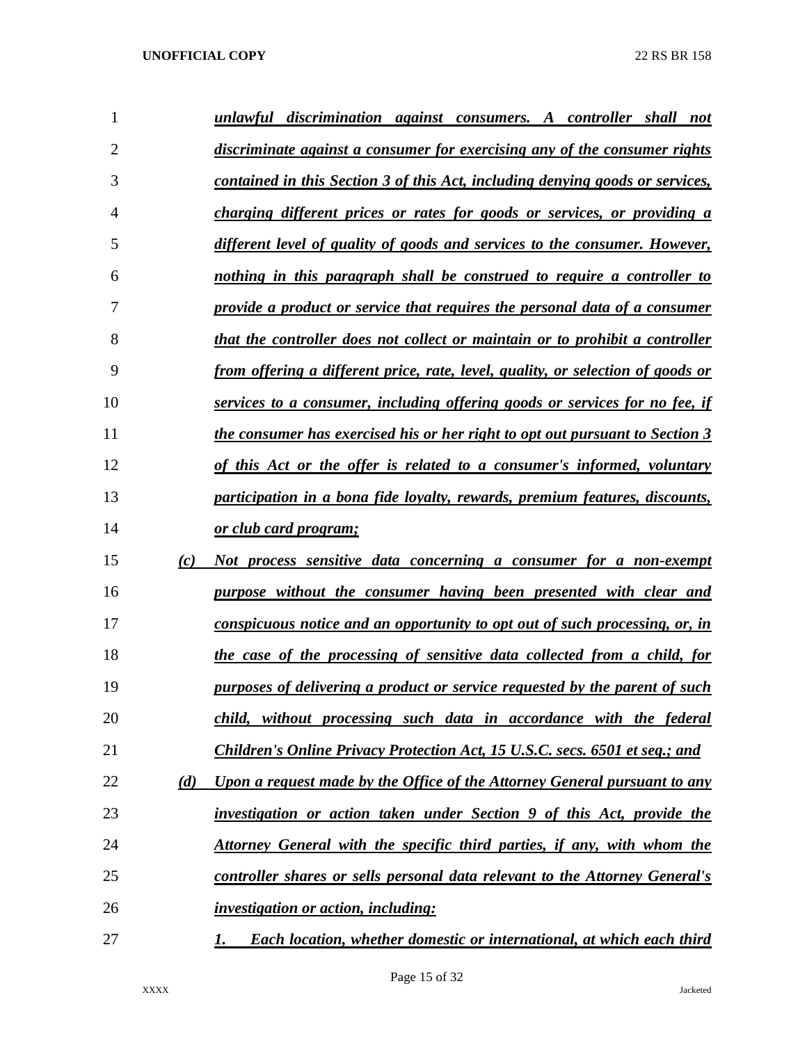*unlawful discrimination against consumers. A controller shall not discriminate against a consumer for exercising any of the consumer rights contained in this Section 3 of this Act, including denying goods or services, charging different prices or rates for goods or services, or providing a different level of quality of goods and services to the consumer. However, nothing in this paragraph shall be construed to require a controller to provide a product or service that requires the personal data of a consumer that the controller does not collect or maintain or to prohibit a controller from offering a different price, rate, level, quality, or selection of goods or services to a consumer, including offering goods or services for no fee, if the consumer has exercised his or her right to opt out pursuant to Section 3 of this Act or the offer is related to a consumer's informed, voluntary participation in a bona fide loyalty, rewards, premium features, discounts, or club card program;*

*(c) Not process sensitive data concerning a consumer for a non-exempt purpose without the consumer having been presented with clear and conspicuous notice and an opportunity to opt out of such processing, or, in the case of the processing of sensitive data collected from a child, for purposes of delivering a product or service requested by the parent of such child, without processing such data in accordance with the federal Children's Online Privacy Protection Act, 15 U.S.C. secs. 6501 et seq.; and*

*(d) Upon a request made by the Office of the Attorney General pursuant to any investigation or action taken under Section 9 of this Act, provide the Attorney General with the specific third parties, if any, with whom the controller shares or sells personal data relevant to the Attorney General's investigation or action, including:*

*1. Each location, whether domestic or international, at which each third*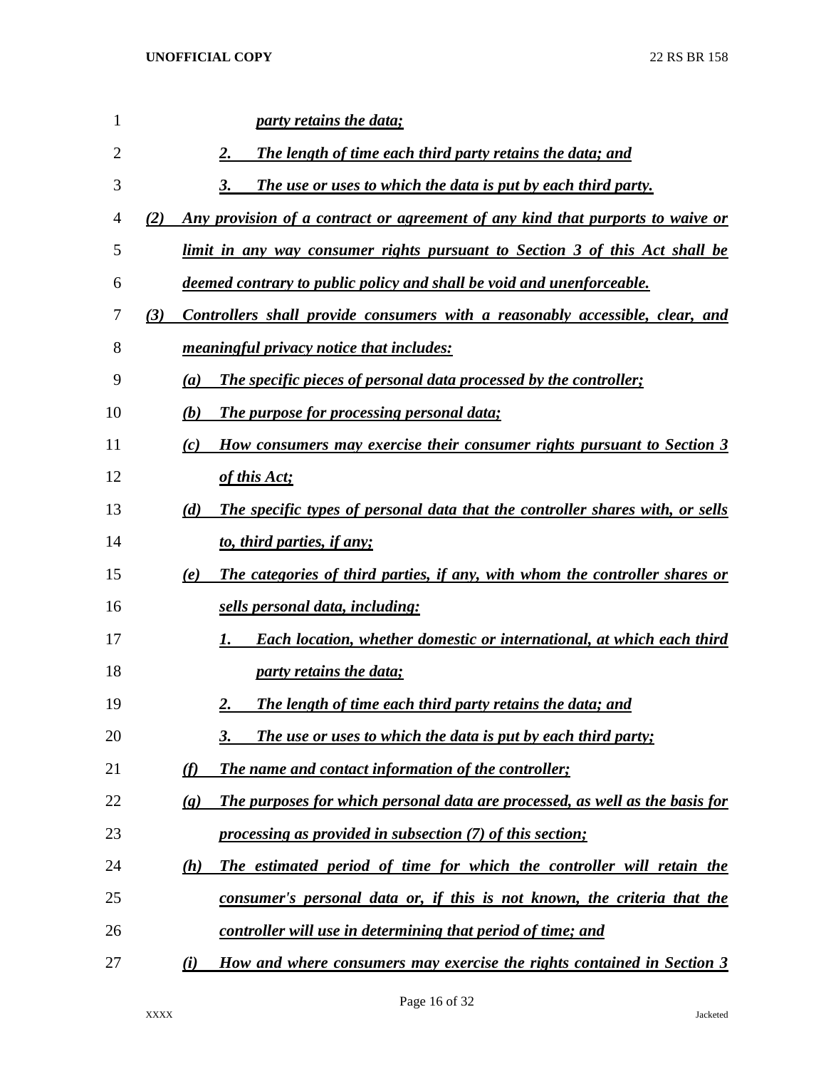*party retains the data;*

2. *The length of time each third party retains the data; and*

3. *The use or uses to which the data is put by each third party.*

(2) *Any provision of a contract or agreement of any kind that purports to waive or limit in any way consumer rights pursuant to Section 3 of this Act shall be deemed contrary to public policy and shall be void and unenforceable.*

(3) *Controllers shall provide consumers with a reasonably accessible, clear, and meaningful privacy notice that includes:*

(a) *The specific pieces of personal data processed by the controller;*

(b) *The purpose for processing personal data;*

(c) *How consumers may exercise their consumer rights pursuant to Section 3 of this Act;*

(d) *The specific types of personal data that the controller shares with, or sells to, third parties, if any;*

(e) *The categories of third parties, if any, with whom the controller shares or sells personal data, including:*

1. *Each location, whether domestic or international, at which each third party retains the data;*

2. *The length of time each third party retains the data; and*

3. *The use or uses to which the data is put by each third party;*

(f) *The name and contact information of the controller;*

(g) *The purposes for which personal data are processed, as well as the basis for processing as provided in subsection (7) of this section;*

(h) *The estimated period of time for which the controller will retain the consumer's personal data or, if this is not known, the criteria that the controller will use in determining that period of time; and*

(i) *How and where consumers may exercise the rights contained in Section 3*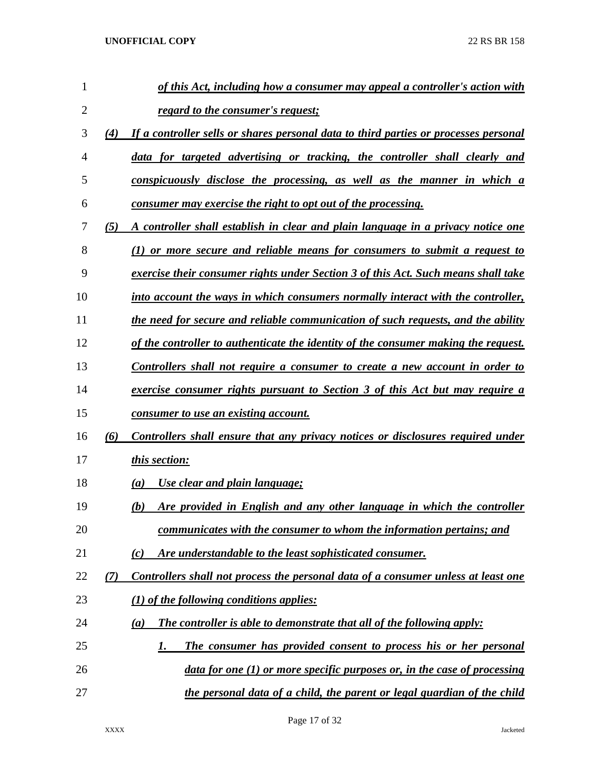*of this Act, including how a consumer may appeal a controller's action with regard to the consumer's request;*

*(4) If a controller sells or shares personal data to third parties or processes personal data for targeted advertising or tracking, the controller shall clearly and conspicuously disclose the processing, as well as the manner in which a consumer may exercise the right to opt out of the processing.*

*(5) A controller shall establish in clear and plain language in a privacy notice one (1) or more secure and reliable means for consumers to submit a request to exercise their consumer rights under Section 3 of this Act. Such means shall take into account the ways in which consumers normally interact with the controller, the need for secure and reliable communication of such requests, and the ability of the controller to authenticate the identity of the consumer making the request. Controllers shall not require a consumer to create a new account in order to exercise consumer rights pursuant to Section 3 of this Act but may require a consumer to use an existing account.*

*(6) Controllers shall ensure that any privacy notices or disclosures required under this section:*

*(a) Use clear and plain language;*

*(b) Are provided in English and any other language in which the controller communicates with the consumer to whom the information pertains; and*

*(c) Are understandable to the least sophisticated consumer.*

*(7) Controllers shall not process the personal data of a consumer unless at least one (1) of the following conditions applies:*

*(a) The controller is able to demonstrate that all of the following apply:*

*1. The consumer has provided consent to process his or her personal data for one (1) or more specific purposes or, in the case of processing the personal data of a child, the parent or legal guardian of the child*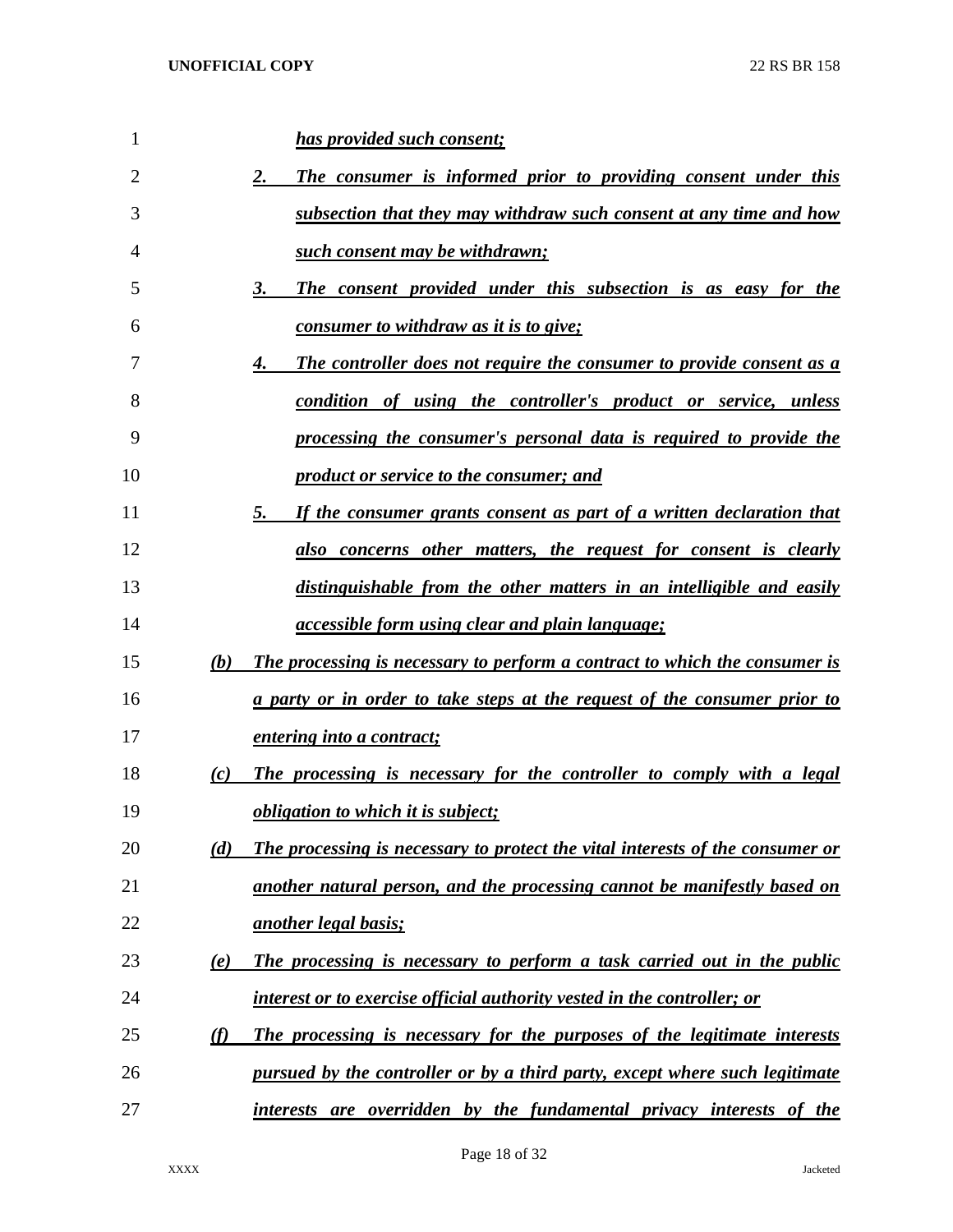***has provided such consent;***

***2. The consumer is informed prior to providing consent under this subsection that they may withdraw such consent at any time and how such consent may be withdrawn;***

***3. The consent provided under this subsection is as easy for the consumer to withdraw as it is to give;***

***4. The controller does not require the consumer to provide consent as a condition of using the controller's product or service, unless processing the consumer's personal data is required to provide the product or service to the consumer; and***

***5. If the consumer grants consent as part of a written declaration that also concerns other matters, the request for consent is clearly distinguishable from the other matters in an intelligible and easily accessible form using clear and plain language;***

***(b) The processing is necessary to perform a contract to which the consumer is a party or in order to take steps at the request of the consumer prior to entering into a contract;***

***(c) The processing is necessary for the controller to comply with a legal obligation to which it is subject;***

***(d) The processing is necessary to protect the vital interests of the consumer or another natural person, and the processing cannot be manifestly based on another legal basis;***

***(e) The processing is necessary to perform a task carried out in the public interest or to exercise official authority vested in the controller; or***

***(f) The processing is necessary for the purposes of the legitimate interests pursued by the controller or by a third party, except where such legitimate interests are overridden by the fundamental privacy interests of the***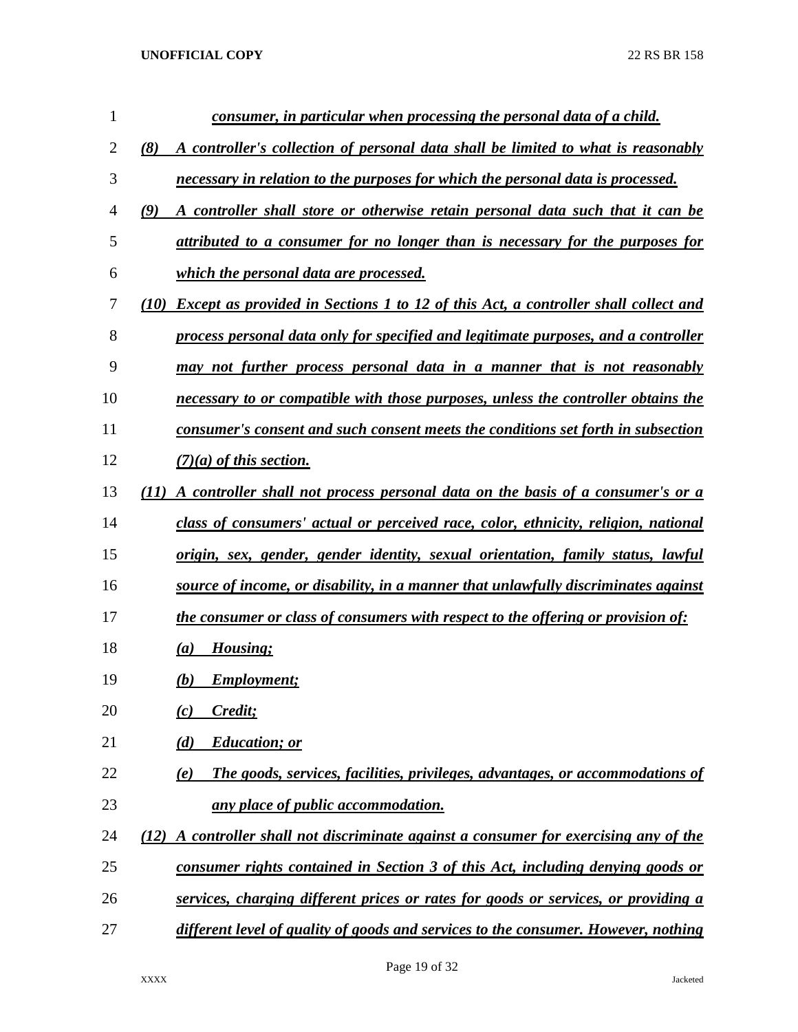*consumer, in particular when processing the personal data of a child.*

*(8) A controller's collection of personal data shall be limited to what is reasonably necessary in relation to the purposes for which the personal data is processed.*

*(9) A controller shall store or otherwise retain personal data such that it can be attributed to a consumer for no longer than is necessary for the purposes for which the personal data are processed.*

*(10) Except as provided in Sections 1 to 12 of this Act, a controller shall collect and process personal data only for specified and legitimate purposes, and a controller may not further process personal data in a manner that is not reasonably necessary to or compatible with those purposes, unless the controller obtains the consumer's consent and such consent meets the conditions set forth in subsection (7)(a) of this section.*

*(11) A controller shall not process personal data on the basis of a consumer's or a class of consumers' actual or perceived race, color, ethnicity, religion, national origin, sex, gender, gender identity, sexual orientation, family status, lawful source of income, or disability, in a manner that unlawfully discriminates against the consumer or class of consumers with respect to the offering or provision of:*

*(a) Housing;*

*(b) Employment;*

*(c) Credit;*

*(d) Education; or*

*(e) The goods, services, facilities, privileges, advantages, or accommodations of any place of public accommodation.*

*(12) A controller shall not discriminate against a consumer for exercising any of the consumer rights contained in Section 3 of this Act, including denying goods or services, charging different prices or rates for goods or services, or providing a different level of quality of goods and services to the consumer. However, nothing*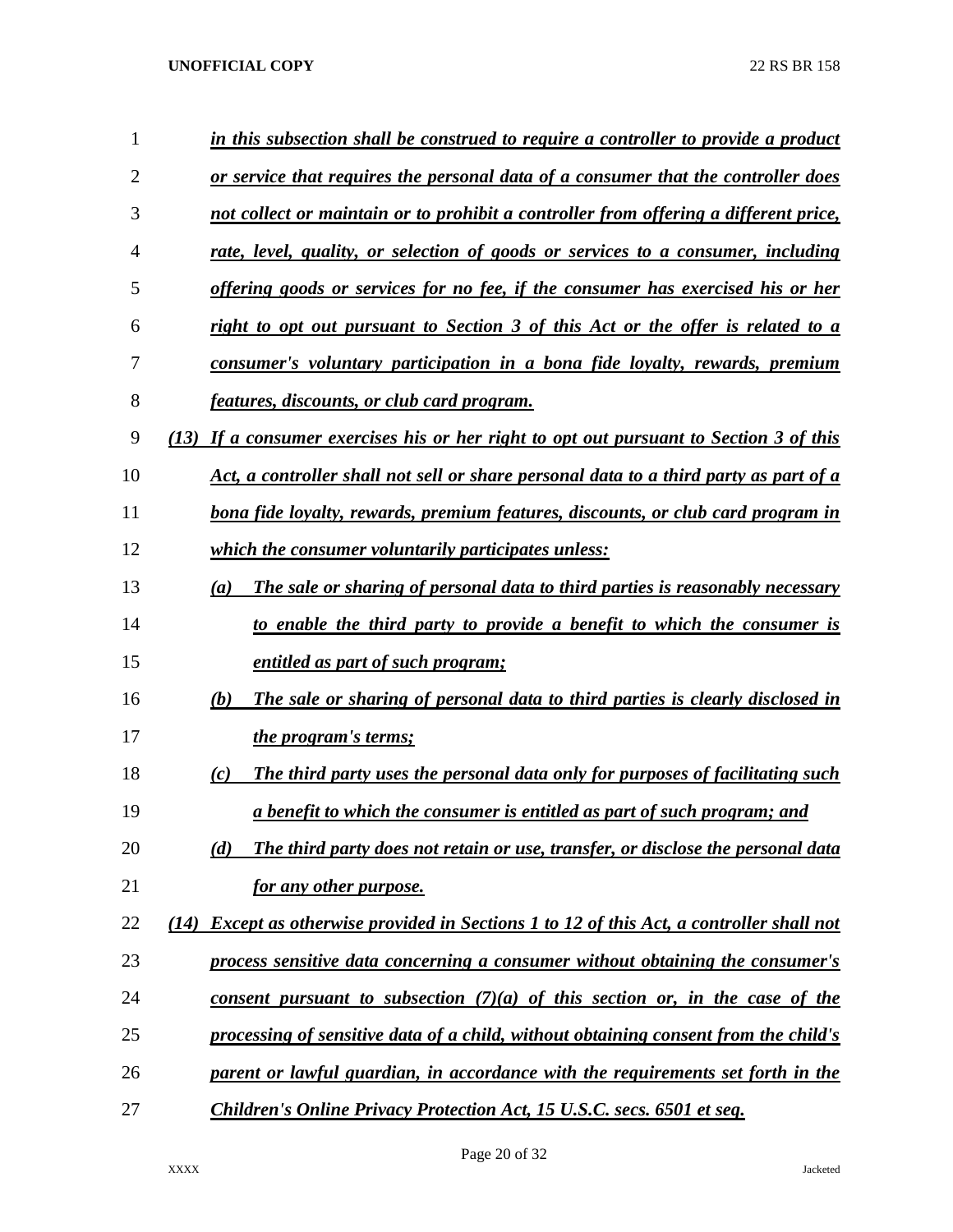*in this subsection shall be construed to require a controller to provide a product or service that requires the personal data of a consumer that the controller does not collect or maintain or to prohibit a controller from offering a different price, rate, level, quality, or selection of goods or services to a consumer, including offering goods or services for no fee, if the consumer has exercised his or her right to opt out pursuant to Section 3 of this Act or the offer is related to a consumer's voluntary participation in a bona fide loyalty, rewards, premium features, discounts, or club card program.*

*(13) If a consumer exercises his or her right to opt out pursuant to Section 3 of this Act, a controller shall not sell or share personal data to a third party as part of a bona fide loyalty, rewards, premium features, discounts, or club card program in which the consumer voluntarily participates unless:*

*(a) The sale or sharing of personal data to third parties is reasonably necessary to enable the third party to provide a benefit to which the consumer is entitled as part of such program;*

*(b) The sale or sharing of personal data to third parties is clearly disclosed in the program's terms;*

*(c) The third party uses the personal data only for purposes of facilitating such a benefit to which the consumer is entitled as part of such program; and*

*(d) The third party does not retain or use, transfer, or disclose the personal data for any other purpose.*

*(14) Except as otherwise provided in Sections 1 to 12 of this Act, a controller shall not process sensitive data concerning a consumer without obtaining the consumer's consent pursuant to subsection (7)(a) of this section or, in the case of the processing of sensitive data of a child, without obtaining consent from the child's parent or lawful guardian, in accordance with the requirements set forth in the Children's Online Privacy Protection Act, 15 U.S.C. secs. 6501 et seq.*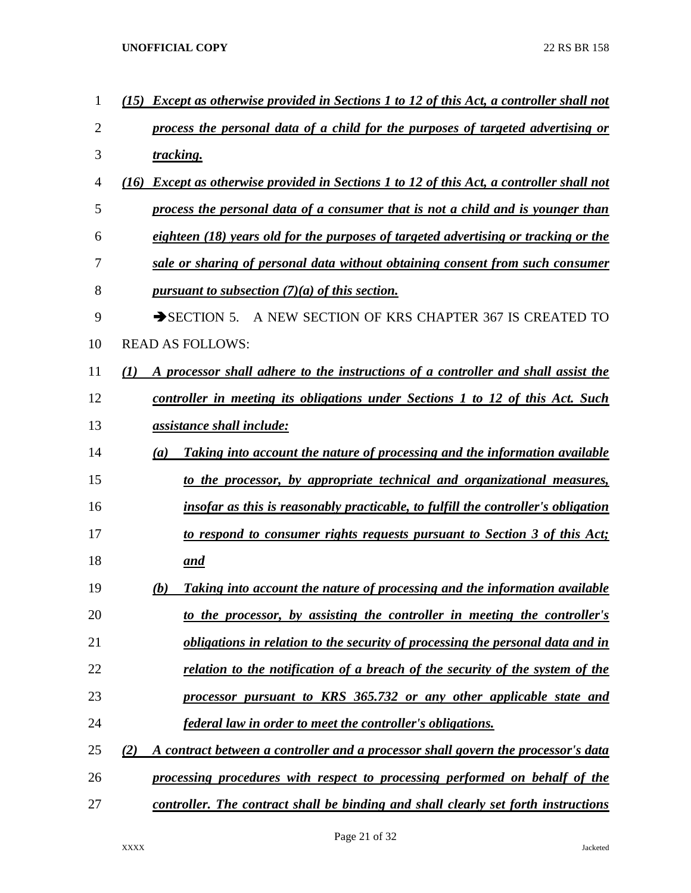***(15) Except as otherwise provided in Sections 1 to 12 of this Act, a controller shall not process the personal data of a child for the purposes of targeted advertising or tracking.***

***(16) Except as otherwise provided in Sections 1 to 12 of this Act, a controller shall not process the personal data of a consumer that is not a child and is younger than eighteen (18) years old for the purposes of targeted advertising or tracking or the sale or sharing of personal data without obtaining consent from such consumer pursuant to subsection (7)(a) of this section.***

➔SECTION 5. A NEW SECTION OF KRS CHAPTER 367 IS CREATED TO READ AS FOLLOWS:

***(1) A processor shall adhere to the instructions of a controller and shall assist the controller in meeting its obligations under Sections 1 to 12 of this Act. Such assistance shall include:***

***(a) Taking into account the nature of processing and the information available to the processor, by appropriate technical and organizational measures, insofar as this is reasonably practicable, to fulfill the controller's obligation to respond to consumer rights requests pursuant to Section 3 of this Act; and***

***(b) Taking into account the nature of processing and the information available to the processor, by assisting the controller in meeting the controller's obligations in relation to the security of processing the personal data and in relation to the notification of a breach of the security of the system of the processor pursuant to KRS 365.732 or any other applicable state and federal law in order to meet the controller's obligations.***

***(2) A contract between a controller and a processor shall govern the processor's data processing procedures with respect to processing performed on behalf of the controller. The contract shall be binding and shall clearly set forth instructions***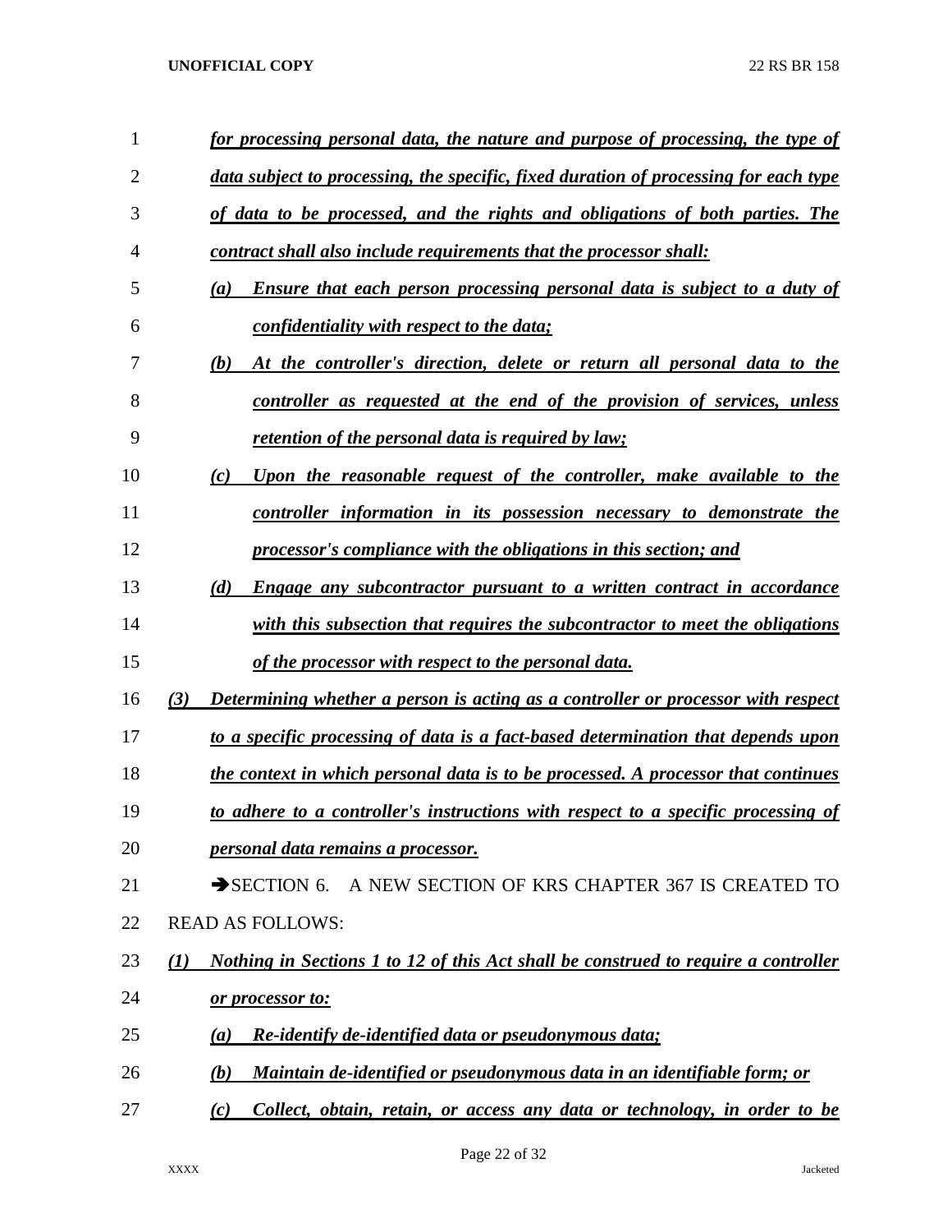*for processing personal data, the nature and purpose of processing, the type of data subject to processing, the specific, fixed duration of processing for each type of data to be processed, and the rights and obligations of both parties. The contract shall also include requirements that the processor shall:*

*(a) Ensure that each person processing personal data is subject to a duty of confidentiality with respect to the data;*

*(b) At the controller's direction, delete or return all personal data to the controller as requested at the end of the provision of services, unless retention of the personal data is required by law;*

*(c) Upon the reasonable request of the controller, make available to the controller information in its possession necessary to demonstrate the processor's compliance with the obligations in this section; and*

*(d) Engage any subcontractor pursuant to a written contract in accordance with this subsection that requires the subcontractor to meet the obligations of the processor with respect to the personal data.*

*(3) Determining whether a person is acting as a controller or processor with respect to a specific processing of data is a fact-based determination that depends upon the context in which personal data is to be processed. A processor that continues to adhere to a controller's instructions with respect to a specific processing of personal data remains a processor.*

➔SECTION 6. A NEW SECTION OF KRS CHAPTER 367 IS CREATED TO READ AS FOLLOWS:

*(1) Nothing in Sections 1 to 12 of this Act shall be construed to require a controller or processor to:*

*(a) Re-identify de-identified data or pseudonymous data;*

*(b) Maintain de-identified or pseudonymous data in an identifiable form; or*

*(c) Collect, obtain, retain, or access any data or technology, in order to be*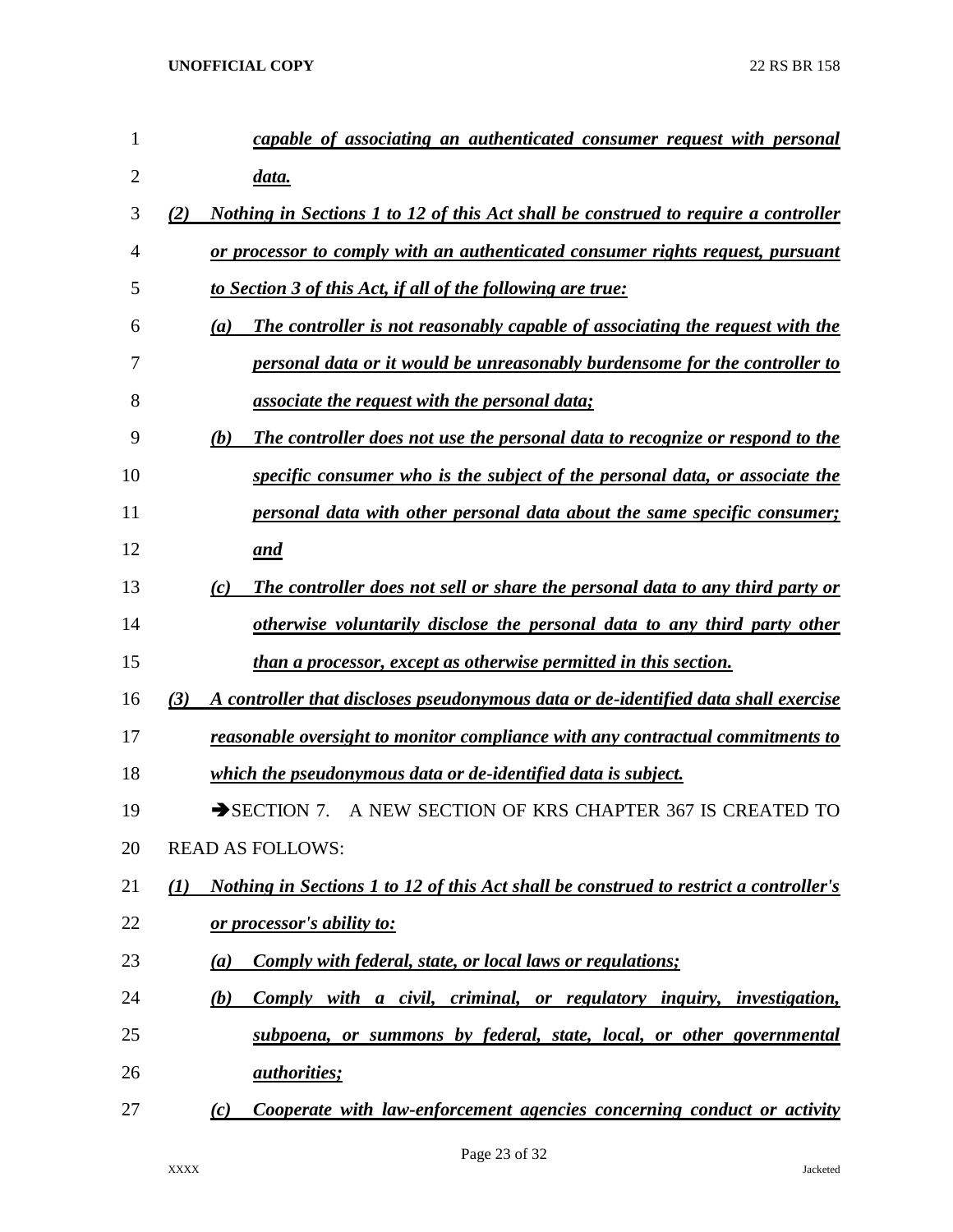***capable of associating an authenticated consumer request with personal data.***

***(2) Nothing in Sections 1 to 12 of this Act shall be construed to require a controller or processor to comply with an authenticated consumer rights request, pursuant to Section 3 of this Act, if all of the following are true:***

***(a) The controller is not reasonably capable of associating the request with the personal data or it would be unreasonably burdensome for the controller to associate the request with the personal data;***

***(b) The controller does not use the personal data to recognize or respond to the specific consumer who is the subject of the personal data, or associate the personal data with other personal data about the same specific consumer; and***

***(c) The controller does not sell or share the personal data to any third party or otherwise voluntarily disclose the personal data to any third party other than a processor, except as otherwise permitted in this section.***

***(3) A controller that discloses pseudonymous data or de-identified data shall exercise reasonable oversight to monitor compliance with any contractual commitments to which the pseudonymous data or de-identified data is subject.***

➔SECTION 7. A NEW SECTION OF KRS CHAPTER 367 IS CREATED TO READ AS FOLLOWS:

***(1) Nothing in Sections 1 to 12 of this Act shall be construed to restrict a controller's or processor's ability to:***

***(a) Comply with federal, state, or local laws or regulations;***

***(b) Comply with a civil, criminal, or regulatory inquiry, investigation, subpoena, or summons by federal, state, local, or other governmental authorities;***

***(c) Cooperate with law-enforcement agencies concerning conduct or activity***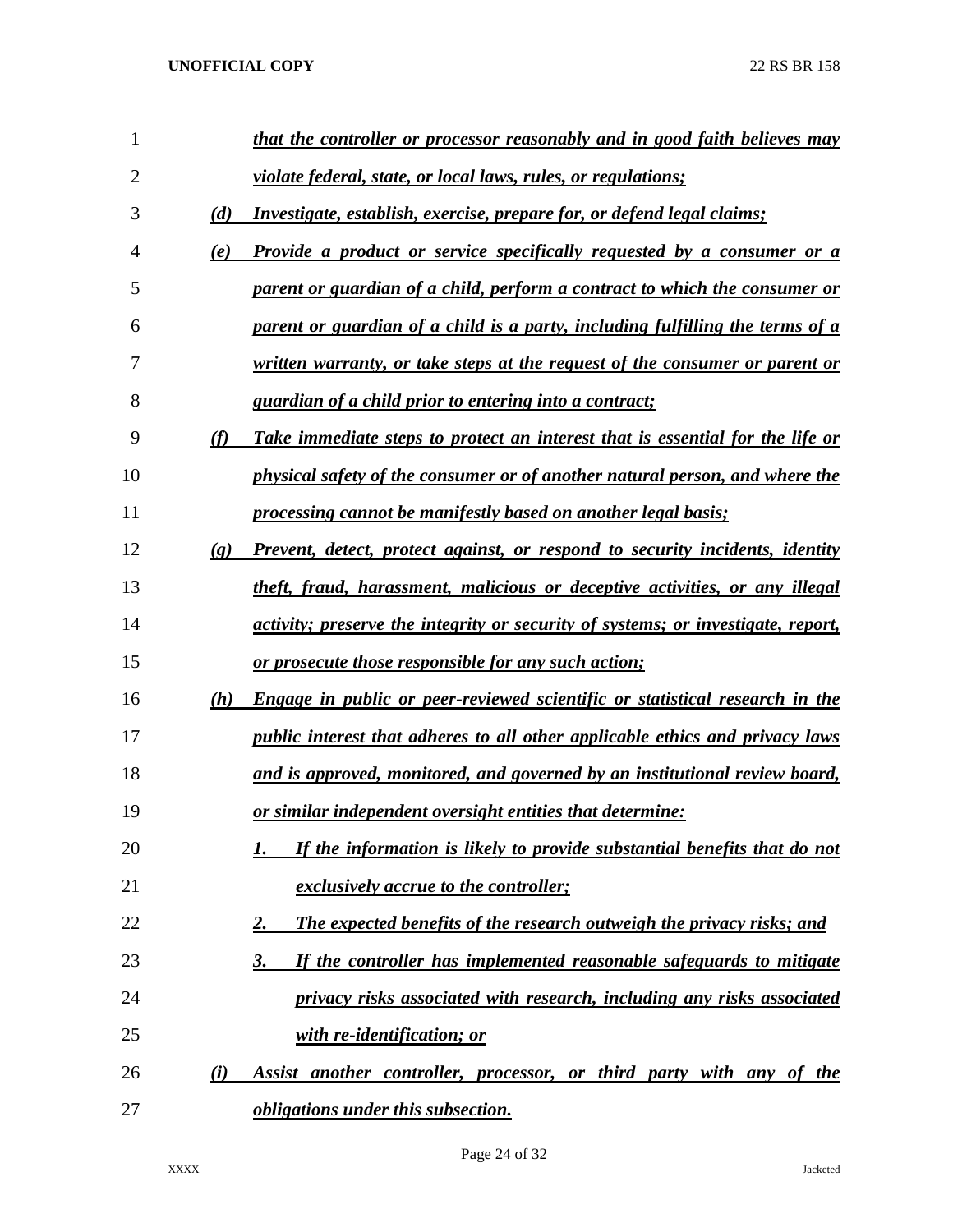*that the controller or processor reasonably and in good faith believes may violate federal, state, or local laws, rules, or regulations;*

*(d) Investigate, establish, exercise, prepare for, or defend legal claims;*

*(e) Provide a product or service specifically requested by a consumer or a parent or guardian of a child, perform a contract to which the consumer or parent or guardian of a child is a party, including fulfilling the terms of a written warranty, or take steps at the request of the consumer or parent or guardian of a child prior to entering into a contract;*

*(f) Take immediate steps to protect an interest that is essential for the life or physical safety of the consumer or of another natural person, and where the processing cannot be manifestly based on another legal basis;*

*(g) Prevent, detect, protect against, or respond to security incidents, identity theft, fraud, harassment, malicious or deceptive activities, or any illegal activity; preserve the integrity or security of systems; or investigate, report, or prosecute those responsible for any such action;*

*(h) Engage in public or peer-reviewed scientific or statistical research in the public interest that adheres to all other applicable ethics and privacy laws and is approved, monitored, and governed by an institutional review board, or similar independent oversight entities that determine:*

*1. If the information is likely to provide substantial benefits that do not exclusively accrue to the controller;*

*2. The expected benefits of the research outweigh the privacy risks; and*

*3. If the controller has implemented reasonable safeguards to mitigate privacy risks associated with research, including any risks associated with re-identification; or*

*(i) Assist another controller, processor, or third party with any of the obligations under this subsection.*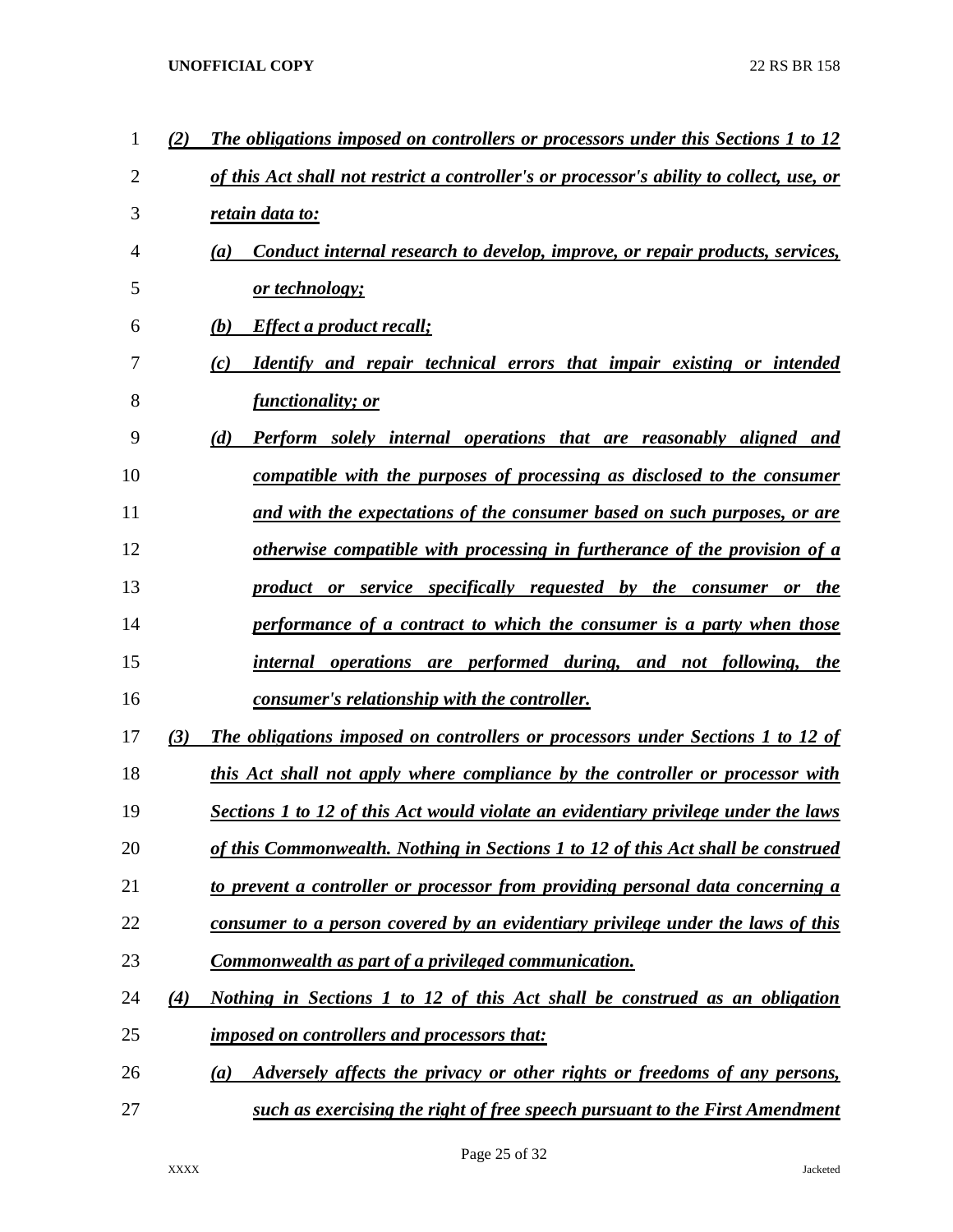*(2) The obligations imposed on controllers or processors under this Sections 1 to 12 of this Act shall not restrict a controller's or processor's ability to collect, use, or retain data to:*

*(a) Conduct internal research to develop, improve, or repair products, services, or technology;*

*(b) Effect a product recall;*

*(c) Identify and repair technical errors that impair existing or intended functionality; or*

*(d) Perform solely internal operations that are reasonably aligned and compatible with the purposes of processing as disclosed to the consumer and with the expectations of the consumer based on such purposes, or are otherwise compatible with processing in furtherance of the provision of a product or service specifically requested by the consumer or the performance of a contract to which the consumer is a party when those internal operations are performed during, and not following, the consumer's relationship with the controller.*

*(3) The obligations imposed on controllers or processors under Sections 1 to 12 of this Act shall not apply where compliance by the controller or processor with Sections 1 to 12 of this Act would violate an evidentiary privilege under the laws of this Commonwealth. Nothing in Sections 1 to 12 of this Act shall be construed to prevent a controller or processor from providing personal data concerning a consumer to a person covered by an evidentiary privilege under the laws of this Commonwealth as part of a privileged communication.*

*(4) Nothing in Sections 1 to 12 of this Act shall be construed as an obligation imposed on controllers and processors that:*

*(a) Adversely affects the privacy or other rights or freedoms of any persons, such as exercising the right of free speech pursuant to the First Amendment*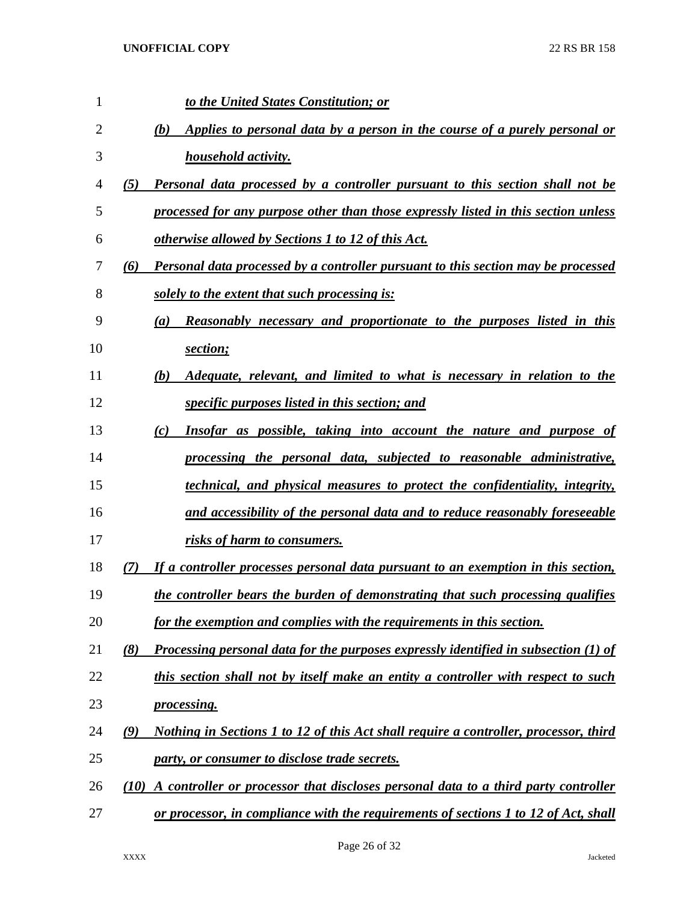*to the United States Constitution; or*

(b) *Applies to personal data by a person in the course of a purely personal or household activity.*

(5) *Personal data processed by a controller pursuant to this section shall not be processed for any purpose other than those expressly listed in this section unless otherwise allowed by Sections 1 to 12 of this Act.*

(6) *Personal data processed by a controller pursuant to this section may be processed solely to the extent that such processing is:*

(a) *Reasonably necessary and proportionate to the purposes listed in this section;*

(b) *Adequate, relevant, and limited to what is necessary in relation to the specific purposes listed in this section; and*

(c) *Insofar as possible, taking into account the nature and purpose of processing the personal data, subjected to reasonable administrative, technical, and physical measures to protect the confidentiality, integrity, and accessibility of the personal data and to reduce reasonably foreseeable risks of harm to consumers.*

(7) *If a controller processes personal data pursuant to an exemption in this section, the controller bears the burden of demonstrating that such processing qualifies for the exemption and complies with the requirements in this section.*

(8) *Processing personal data for the purposes expressly identified in subsection (1) of this section shall not by itself make an entity a controller with respect to such processing.*

(9) *Nothing in Sections 1 to 12 of this Act shall require a controller, processor, third party, or consumer to disclose trade secrets.*

(10) *A controller or processor that discloses personal data to a third party controller or processor, in compliance with the requirements of sections 1 to 12 of Act, shall*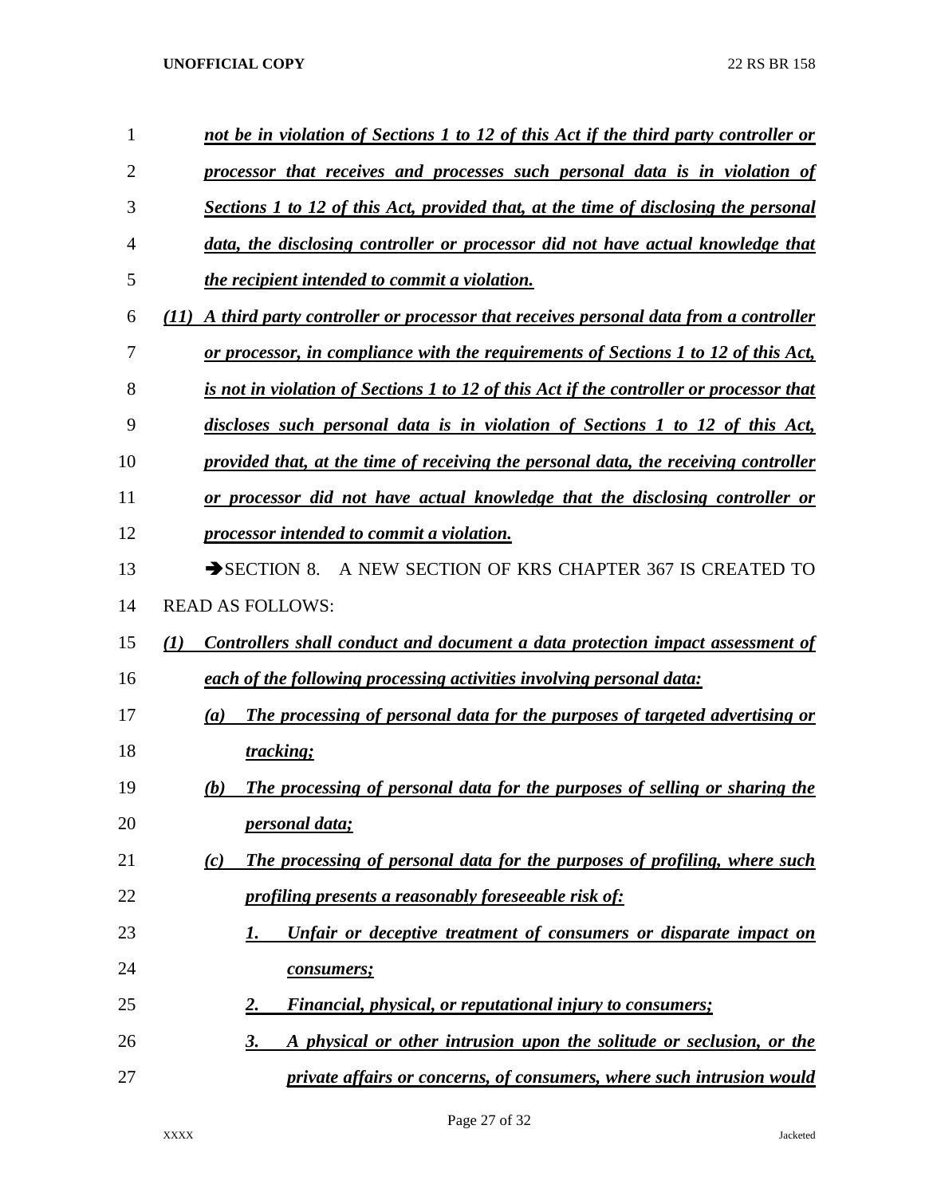*not be in violation of Sections 1 to 12 of this Act if the third party controller or processor that receives and processes such personal data is in violation of Sections 1 to 12 of this Act, provided that, at the time of disclosing the personal data, the disclosing controller or processor did not have actual knowledge that the recipient intended to commit a violation.*

*(11) A third party controller or processor that receives personal data from a controller or processor, in compliance with the requirements of Sections 1 to 12 of this Act, is not in violation of Sections 1 to 12 of this Act if the controller or processor that discloses such personal data is in violation of Sections 1 to 12 of this Act, provided that, at the time of receiving the personal data, the receiving controller or processor did not have actual knowledge that the disclosing controller or processor intended to commit a violation.*

➔SECTION 8. A NEW SECTION OF KRS CHAPTER 367 IS CREATED TO READ AS FOLLOWS:

*(1) Controllers shall conduct and document a data protection impact assessment of each of the following processing activities involving personal data:*

*(a) The processing of personal data for the purposes of targeted advertising or tracking;*

*(b) The processing of personal data for the purposes of selling or sharing the personal data;*

*(c) The processing of personal data for the purposes of profiling, where such profiling presents a reasonably foreseeable risk of:*

*1. Unfair or deceptive treatment of consumers or disparate impact on consumers;*

*2. Financial, physical, or reputational injury to consumers;*

*3. A physical or other intrusion upon the solitude or seclusion, or the private affairs or concerns, of consumers, where such intrusion would*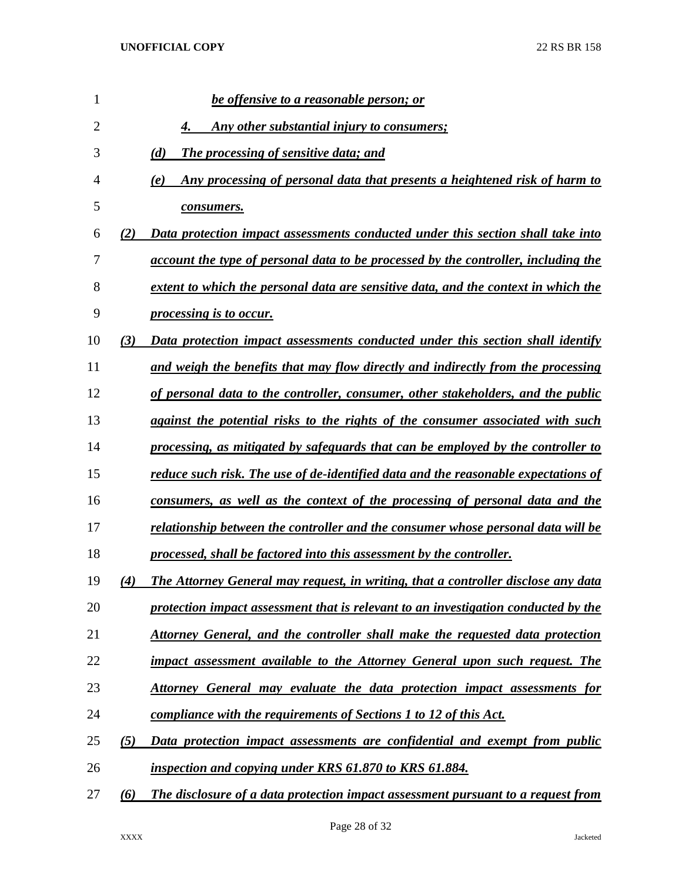*be offensive to a reasonable person; or*

*4. Any other substantial injury to consumers;*

*(d) The processing of sensitive data; and*

*(e) Any processing of personal data that presents a heightened risk of harm to consumers.*

*(2) Data protection impact assessments conducted under this section shall take into account the type of personal data to be processed by the controller, including the extent to which the personal data are sensitive data, and the context in which the processing is to occur.*

*(3) Data protection impact assessments conducted under this section shall identify and weigh the benefits that may flow directly and indirectly from the processing of personal data to the controller, consumer, other stakeholders, and the public against the potential risks to the rights of the consumer associated with such processing, as mitigated by safeguards that can be employed by the controller to reduce such risk. The use of de-identified data and the reasonable expectations of consumers, as well as the context of the processing of personal data and the relationship between the controller and the consumer whose personal data will be processed, shall be factored into this assessment by the controller.*

*(4) The Attorney General may request, in writing, that a controller disclose any data protection impact assessment that is relevant to an investigation conducted by the Attorney General, and the controller shall make the requested data protection impact assessment available to the Attorney General upon such request. The Attorney General may evaluate the data protection impact assessments for compliance with the requirements of Sections 1 to 12 of this Act.*

*(5) Data protection impact assessments are confidential and exempt from public inspection and copying under KRS 61.870 to KRS 61.884.*

*(6) The disclosure of a data protection impact assessment pursuant to a request from*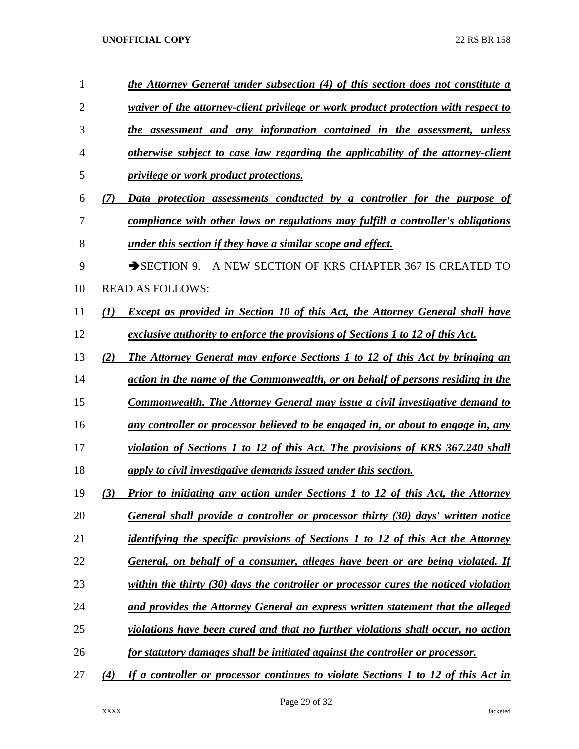*the Attorney General under subsection (4) of this section does not constitute a waiver of the attorney-client privilege or work product protection with respect to the assessment and any information contained in the assessment, unless otherwise subject to case law regarding the applicability of the attorney-client privilege or work product protections.*

*(7) Data protection assessments conducted by a controller for the purpose of compliance with other laws or regulations may fulfill a controller's obligations under this section if they have a similar scope and effect.*

➔SECTION 9. A NEW SECTION OF KRS CHAPTER 367 IS CREATED TO READ AS FOLLOWS:

*(1) Except as provided in Section 10 of this Act, the Attorney General shall have exclusive authority to enforce the provisions of Sections 1 to 12 of this Act.*

*(2) The Attorney General may enforce Sections 1 to 12 of this Act by bringing an action in the name of the Commonwealth, or on behalf of persons residing in the Commonwealth. The Attorney General may issue a civil investigative demand to any controller or processor believed to be engaged in, or about to engage in, any violation of Sections 1 to 12 of this Act. The provisions of KRS 367.240 shall apply to civil investigative demands issued under this section.*

*(3) Prior to initiating any action under Sections 1 to 12 of this Act, the Attorney General shall provide a controller or processor thirty (30) days' written notice identifying the specific provisions of Sections 1 to 12 of this Act the Attorney General, on behalf of a consumer, alleges have been or are being violated. If within the thirty (30) days the controller or processor cures the noticed violation and provides the Attorney General an express written statement that the alleged violations have been cured and that no further violations shall occur, no action for statutory damages shall be initiated against the controller or processor.*

*(4) If a controller or processor continues to violate Sections 1 to 12 of this Act in*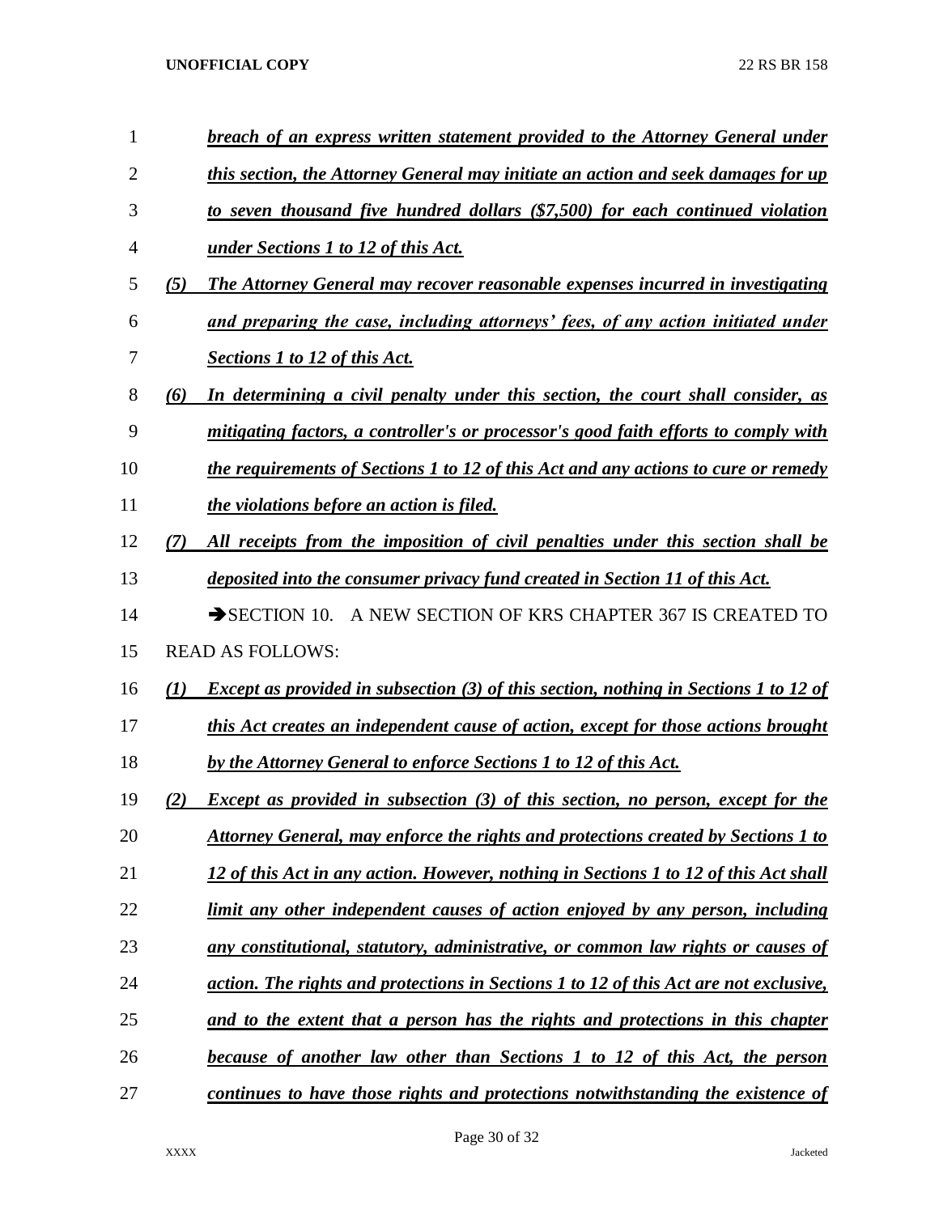***breach of an express written statement provided to the Attorney General under this section, the Attorney General may initiate an action and seek damages for up to seven thousand five hundred dollars ($7,500) for each continued violation under Sections 1 to 12 of this Act.***

***(5) The Attorney General may recover reasonable expenses incurred in investigating and preparing the case, including attorneys' fees, of any action initiated under Sections 1 to 12 of this Act.***

***(6) In determining a civil penalty under this section, the court shall consider, as mitigating factors, a controller's or processor's good faith efforts to comply with the requirements of Sections 1 to 12 of this Act and any actions to cure or remedy the violations before an action is filed.***

***(7) All receipts from the imposition of civil penalties under this section shall be deposited into the consumer privacy fund created in Section 11 of this Act.***

➔SECTION 10. A NEW SECTION OF KRS CHAPTER 367 IS CREATED TO READ AS FOLLOWS:

***(1) Except as provided in subsection (3) of this section, nothing in Sections 1 to 12 of this Act creates an independent cause of action, except for those actions brought by the Attorney General to enforce Sections 1 to 12 of this Act.***

***(2) Except as provided in subsection (3) of this section, no person, except for the Attorney General, may enforce the rights and protections created by Sections 1 to 12 of this Act in any action. However, nothing in Sections 1 to 12 of this Act shall limit any other independent causes of action enjoyed by any person, including any constitutional, statutory, administrative, or common law rights or causes of action. The rights and protections in Sections 1 to 12 of this Act are not exclusive, and to the extent that a person has the rights and protections in this chapter because of another law other than Sections 1 to 12 of this Act, the person continues to have those rights and protections notwithstanding the existence of***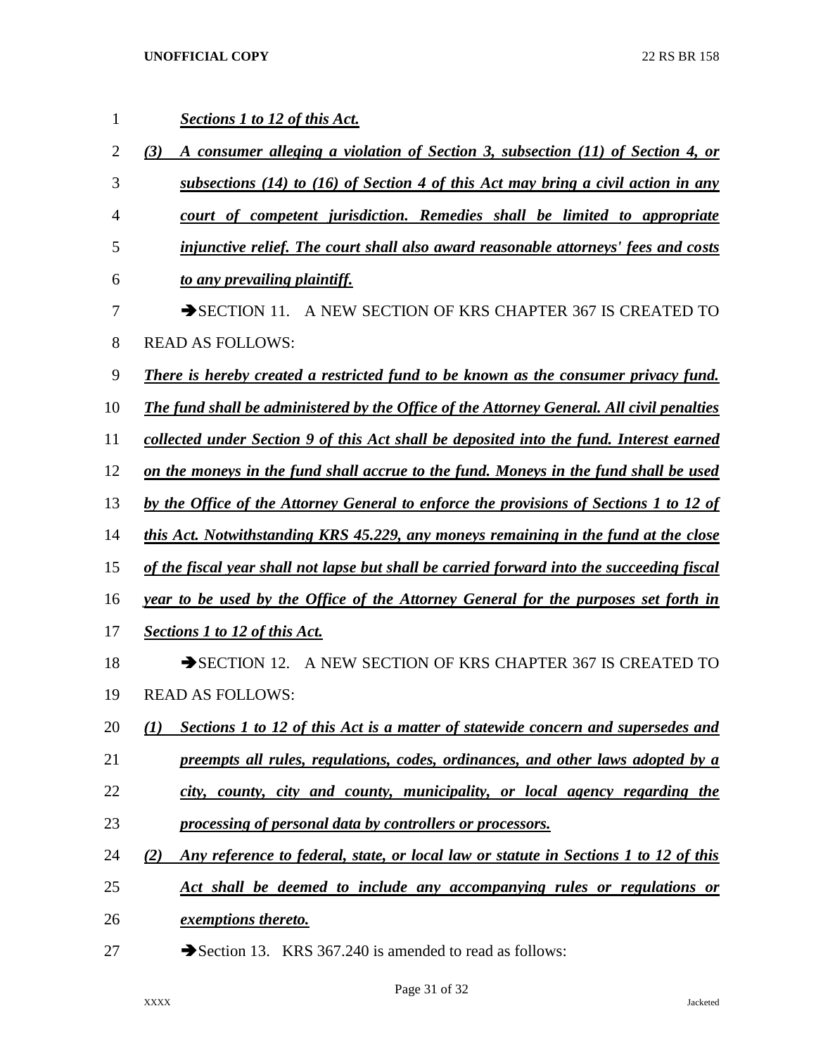***Sections 1 to 12 of this Act.***

***(3) A consumer alleging a violation of Section 3, subsection (11) of Section 4, or subsections (14) to (16) of Section 4 of this Act may bring a civil action in any court of competent jurisdiction. Remedies shall be limited to appropriate injunctive relief. The court shall also award reasonable attorneys' fees and costs to any prevailing plaintiff.***

➔SECTION 11. A NEW SECTION OF KRS CHAPTER 367 IS CREATED TO READ AS FOLLOWS:

***There is hereby created a restricted fund to be known as the consumer privacy fund. The fund shall be administered by the Office of the Attorney General. All civil penalties collected under Section 9 of this Act shall be deposited into the fund. Interest earned on the moneys in the fund shall accrue to the fund. Moneys in the fund shall be used by the Office of the Attorney General to enforce the provisions of Sections 1 to 12 of this Act. Notwithstanding KRS 45.229, any moneys remaining in the fund at the close of the fiscal year shall not lapse but shall be carried forward into the succeeding fiscal year to be used by the Office of the Attorney General for the purposes set forth in Sections 1 to 12 of this Act.***

➔SECTION 12. A NEW SECTION OF KRS CHAPTER 367 IS CREATED TO READ AS FOLLOWS:

***(1) Sections 1 to 12 of this Act is a matter of statewide concern and supersedes and preempts all rules, regulations, codes, ordinances, and other laws adopted by a city, county, city and county, municipality, or local agency regarding the processing of personal data by controllers or processors.***

***(2) Any reference to federal, state, or local law or statute in Sections 1 to 12 of this Act shall be deemed to include any accompanying rules or regulations or exemptions thereto.***

➔Section 13. KRS 367.240 is amended to read as follows: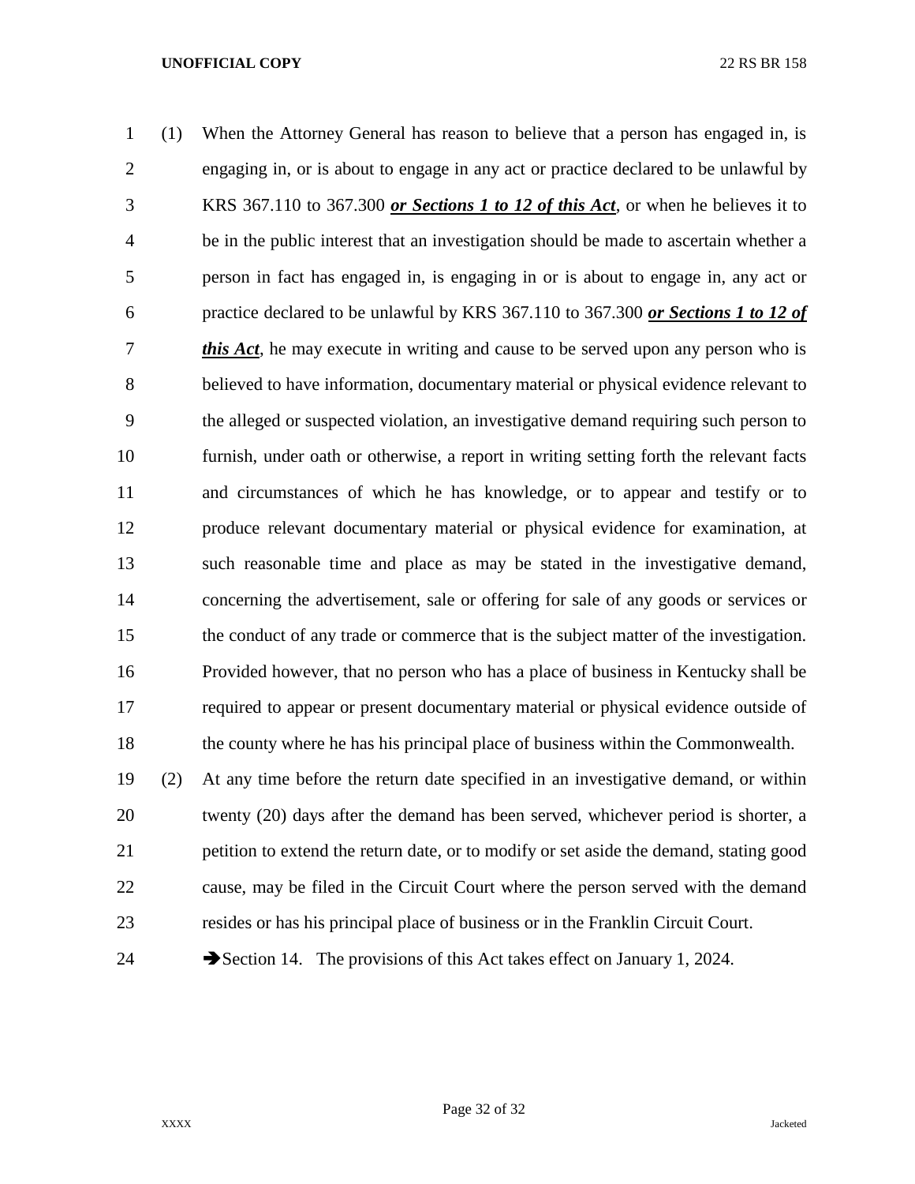(1) When the Attorney General has reason to believe that a person has engaged in, is engaging in, or is about to engage in any act or practice declared to be unlawful by KRS 367.110 to 367.300 ***or Sections 1 to 12 of this Act***, or when he believes it to be in the public interest that an investigation should be made to ascertain whether a person in fact has engaged in, is engaging in or is about to engage in, any act or practice declared to be unlawful by KRS 367.110 to 367.300 ***or Sections 1 to 12 of this Act***, he may execute in writing and cause to be served upon any person who is believed to have information, documentary material or physical evidence relevant to the alleged or suspected violation, an investigative demand requiring such person to furnish, under oath or otherwise, a report in writing setting forth the relevant facts and circumstances of which he has knowledge, or to appear and testify or to produce relevant documentary material or physical evidence for examination, at such reasonable time and place as may be stated in the investigative demand, concerning the advertisement, sale or offering for sale of any goods or services or the conduct of any trade or commerce that is the subject matter of the investigation. Provided however, that no person who has a place of business in Kentucky shall be required to appear or present documentary material or physical evidence outside of the county where he has his principal place of business within the Commonwealth.

(2) At any time before the return date specified in an investigative demand, or within twenty (20) days after the demand has been served, whichever period is shorter, a petition to extend the return date, or to modify or set aside the demand, stating good cause, may be filed in the Circuit Court where the person served with the demand resides or has his principal place of business or in the Franklin Circuit Court.

➔Section 14. The provisions of this Act takes effect on January 1, 2024.